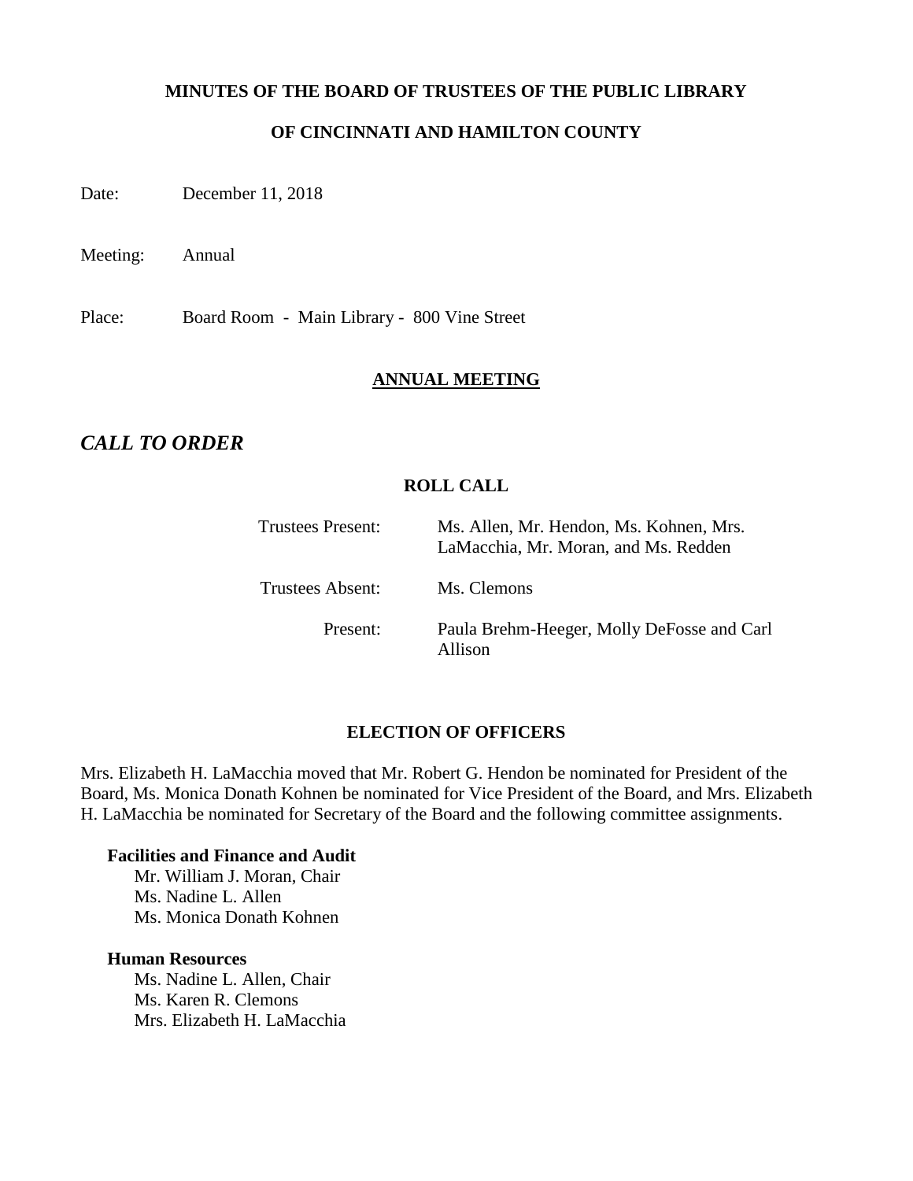**MINUTES OF THE BOARD OF TRUSTEES OF THE PUBLIC LIBRARY**

**OF CINCINNATI AND HAMILTON COUNTY**

Date: December 11, 2018

Meeting: Annual

Place: Board Room - Main Library - 800 Vine Street

## ANNUAL MEETING

## *CALL TO ORDER*

### ROLL CALL

| | |
|---|---|
| Trustees Present: | Ms. Allen, Mr. Hendon, Ms. Kohnen, Mrs. LaMacchia, Mr. Moran, and Ms. Redden |
| Trustees Absent: | Ms. Clemons |
| Present: | Paula Brehm-Heeger, Molly DeFosse and Carl Allison |

### ELECTION OF OFFICERS

Mrs. Elizabeth H. LaMacchia moved that Mr. Robert G. Hendon be nominated for President of the Board, Ms. Monica Donath Kohnen be nominated for Vice President of the Board, and Mrs. Elizabeth H. LaMacchia be nominated for Secretary of the Board and the following committee assignments.

**Facilities and Finance and Audit**

- Mr. William J. Moran, Chair
- Ms. Nadine L. Allen
- Ms. Monica Donath Kohnen

**Human Resources**

- Ms. Nadine L. Allen, Chair
- Ms. Karen R. Clemons
- Mrs. Elizabeth H. LaMacchia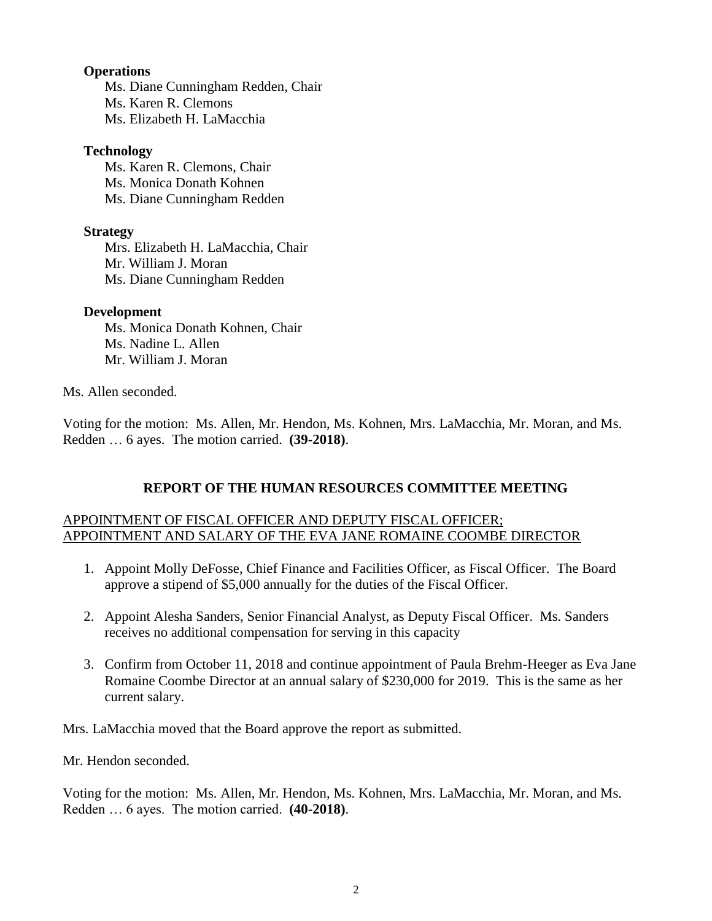**Operations**

Ms. Diane Cunningham Redden, Chair
Ms. Karen R. Clemons
Ms. Elizabeth H. LaMacchia

**Technology**

Ms. Karen R. Clemons, Chair
Ms. Monica Donath Kohnen
Ms. Diane Cunningham Redden

**Strategy**

Mrs. Elizabeth H. LaMacchia, Chair
Mr. William J. Moran
Ms. Diane Cunningham Redden

**Development**

Ms. Monica Donath Kohnen, Chair
Ms. Nadine L. Allen
Mr. William J. Moran

Ms. Allen seconded.

Voting for the motion: Ms. Allen, Mr. Hendon, Ms. Kohnen, Mrs. LaMacchia, Mr. Moran, and Ms. Redden … 6 ayes. The motion carried. **(39-2018)**.

## REPORT OF THE HUMAN RESOURCES COMMITTEE MEETING

APPOINTMENT OF FISCAL OFFICER AND DEPUTY FISCAL OFFICER; APPOINTMENT AND SALARY OF THE EVA JANE ROMAINE COOMBE DIRECTOR

1. Appoint Molly DeFosse, Chief Finance and Facilities Officer, as Fiscal Officer. The Board approve a stipend of $5,000 annually for the duties of the Fiscal Officer.
2. Appoint Alesha Sanders, Senior Financial Analyst, as Deputy Fiscal Officer. Ms. Sanders receives no additional compensation for serving in this capacity
3. Confirm from October 11, 2018 and continue appointment of Paula Brehm-Heeger as Eva Jane Romaine Coombe Director at an annual salary of $230,000 for 2019. This is the same as her current salary.

Mrs. LaMacchia moved that the Board approve the report as submitted.

Mr. Hendon seconded.

Voting for the motion: Ms. Allen, Mr. Hendon, Ms. Kohnen, Mrs. LaMacchia, Mr. Moran, and Ms. Redden … 6 ayes. The motion carried. **(40-2018)**.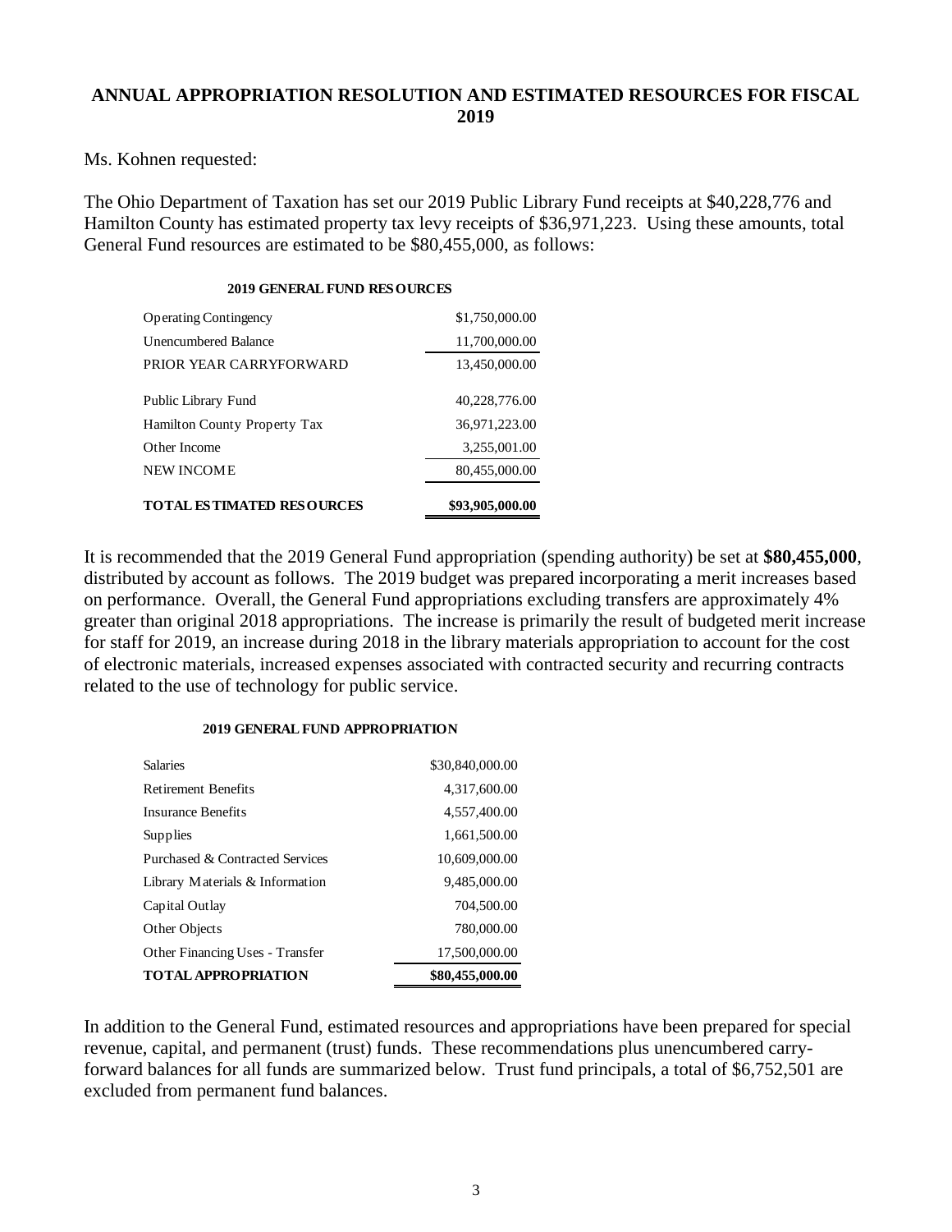## ANNUAL APPROPRIATION RESOLUTION AND ESTIMATED RESOURCES FOR FISCAL 2019

Ms. Kohnen requested:

The Ohio Department of Taxation has set our 2019 Public Library Fund receipts at $40,228,776 and Hamilton County has estimated property tax levy receipts of $36,971,223. Using these amounts, total General Fund resources are estimated to be $80,455,000, as follows:

**2019 GENERAL FUND RESOURCES**

| | |
|---|---:|
| Operating Contingency | $1,750,000.00 |
| Unencumbered Balance | 11,700,000.00 |
| PRIOR YEAR CARRYFORWARD | 13,450,000.00 |
| Public Library Fund | 40,228,776.00 |
| Hamilton County Property Tax | 36,971,223.00 |
| Other Income | 3,255,001.00 |
| NEW INCOME | 80,455,000.00 |
| **TOTAL ESTIMATED RESOURCES** | **$93,905,000.00** |

It is recommended that the 2019 General Fund appropriation (spending authority) be set at **$80,455,000**, distributed by account as follows. The 2019 budget was prepared incorporating a merit increases based on performance. Overall, the General Fund appropriations excluding transfers are approximately 4% greater than original 2018 appropriations. The increase is primarily the result of budgeted merit increase for staff for 2019, an increase during 2018 in the library materials appropriation to account for the cost of electronic materials, increased expenses associated with contracted security and recurring contracts related to the use of technology for public service.

**2019 GENERAL FUND APPROPRIATION**

| | |
|---|---:|
| Salaries | $30,840,000.00 |
| Retirement Benefits | 4,317,600.00 |
| Insurance Benefits | 4,557,400.00 |
| Supplies | 1,661,500.00 |
| Purchased & Contracted Services | 10,609,000.00 |
| Library Materials & Information | 9,485,000.00 |
| Capital Outlay | 704,500.00 |
| Other Objects | 780,000.00 |
| Other Financing Uses - Transfer | 17,500,000.00 |
| **TOTAL APPROPRIATION** | **$80,455,000.00** |

In addition to the General Fund, estimated resources and appropriations have been prepared for special revenue, capital, and permanent (trust) funds. These recommendations plus unencumbered carry-forward balances for all funds are summarized below. Trust fund principals, a total of $6,752,501 are excluded from permanent fund balances.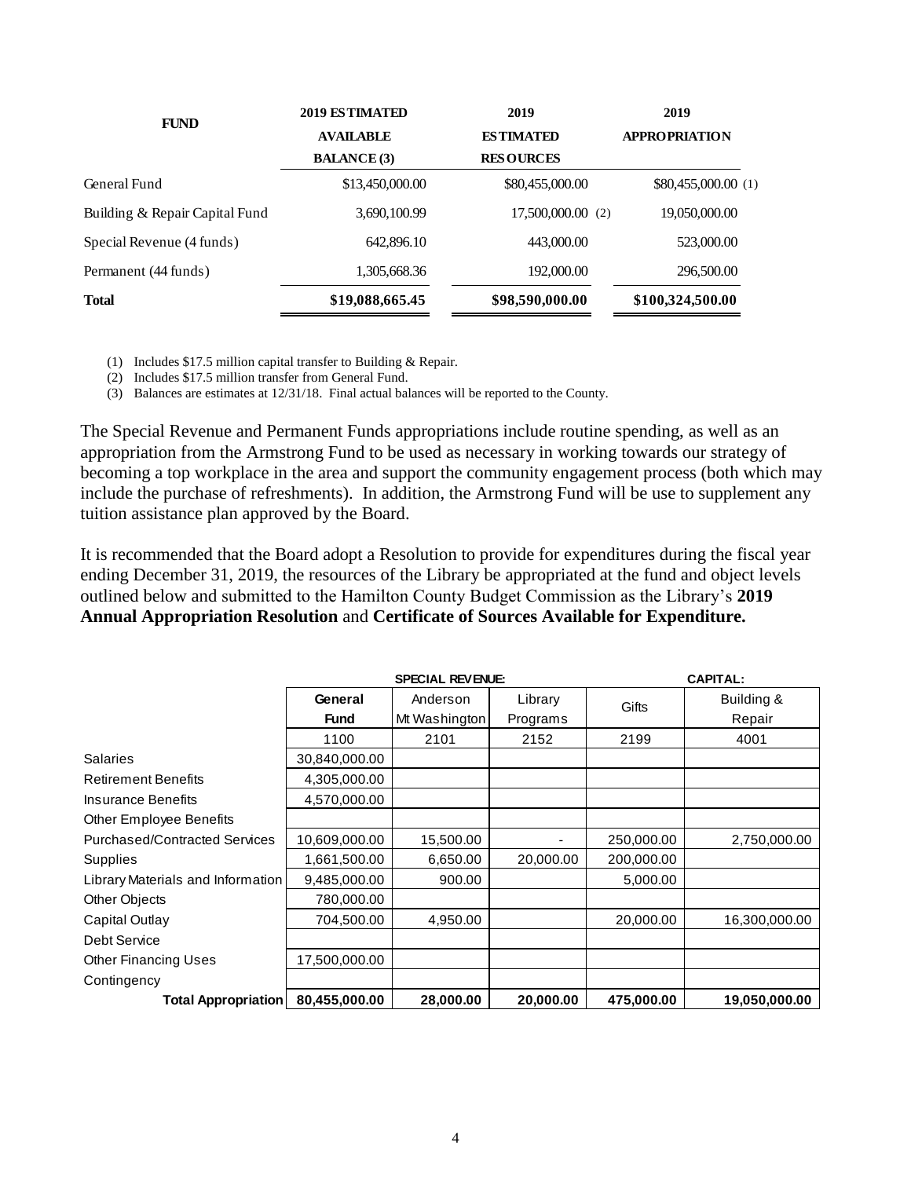| FUND | 2019 ESTIMATED AVAILABLE BALANCE (3) | 2019 ESTIMATED RESOURCES | 2019 APPROPRIATION |
|---|---|---|---|
| General Fund | $13,450,000.00 | $80,455,000.00 | $80,455,000.00 (1) |
| Building & Repair Capital Fund | 3,690,100.99 | 17,500,000.00 (2) | 19,050,000.00 |
| Special Revenue (4 funds) | 642,896.10 | 443,000.00 | 523,000.00 |
| Permanent (44 funds) | 1,305,668.36 | 192,000.00 | 296,500.00 |
| **Total** | **$19,088,665.45** | **$98,590,000.00** | **$100,324,500.00** |

(1) Includes $17.5 million capital transfer to Building & Repair.
(2) Includes $17.5 million transfer from General Fund.
(3) Balances are estimates at 12/31/18. Final actual balances will be reported to the County.

The Special Revenue and Permanent Funds appropriations include routine spending, as well as an appropriation from the Armstrong Fund to be used as necessary in working towards our strategy of becoming a top workplace in the area and support the community engagement process (both which may include the purchase of refreshments). In addition, the Armstrong Fund will be use to supplement any tuition assistance plan approved by the Board.

It is recommended that the Board adopt a Resolution to provide for expenditures during the fiscal year ending December 31, 2019, the resources of the Library be appropriated at the fund and object levels outlined below and submitted to the Hamilton County Budget Commission as the Library's **2019 Annual Appropriation Resolution** and **Certificate of Sources Available for Expenditure.**

| | | SPECIAL REVENUE: | | | CAPITAL: |
|---|---|---|---|---|---|
| | **General Fund** | Anderson Mt Washington | Library Programs | Gifts | Building & Repair |
| | 1100 | 2101 | 2152 | 2199 | 4001 |
| Salaries | 30,840,000.00 | | | | |
| Retirement Benefits | 4,305,000.00 | | | | |
| Insurance Benefits | 4,570,000.00 | | | | |
| Other Employee Benefits | | | | | |
| Purchased/Contracted Services | 10,609,000.00 | 15,500.00 | - | 250,000.00 | 2,750,000.00 |
| Supplies | 1,661,500.00 | 6,650.00 | 20,000.00 | 200,000.00 | |
| Library Materials and Information | 9,485,000.00 | 900.00 | | 5,000.00 | |
| Other Objects | 780,000.00 | | | | |
| Capital Outlay | 704,500.00 | 4,950.00 | | 20,000.00 | 16,300,000.00 |
| Debt Service | | | | | |
| Other Financing Uses | 17,500,000.00 | | | | |
| Contingency | | | | | |
| **Total Appropriation** | **80,455,000.00** | **28,000.00** | **20,000.00** | **475,000.00** | **19,050,000.00** |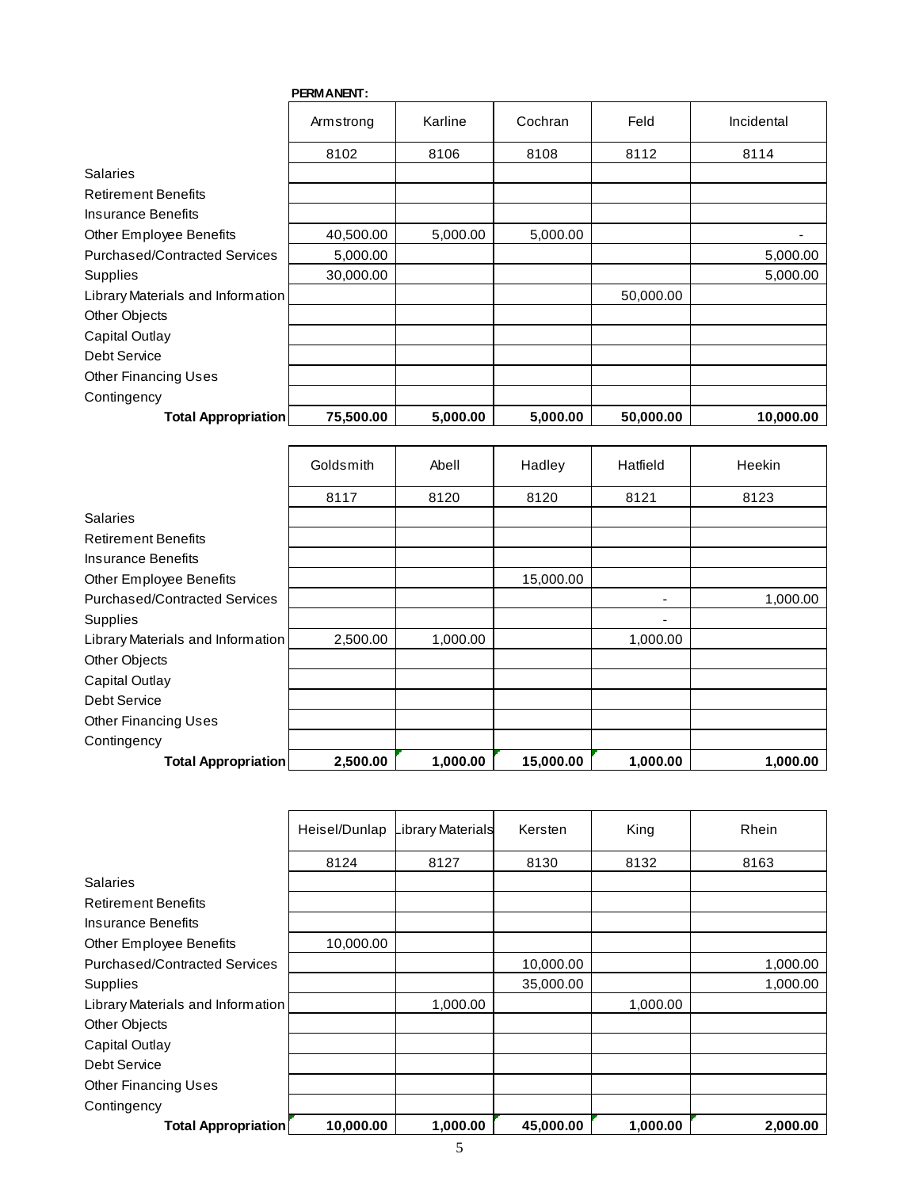**PERMANENT:**

| | Armstrong | Karline | Cochran | Feld | Incidental |
|---|---|---|---|---|---|
| | 8102 | 8106 | 8108 | 8112 | 8114 |
| Salaries | | | | | |
| Retirement Benefits | | | | | |
| Insurance Benefits | | | | | |
| Other Employee Benefits | 40,500.00 | 5,000.00 | 5,000.00 | | - |
| Purchased/Contracted Services | 5,000.00 | | | | 5,000.00 |
| Supplies | 30,000.00 | | | | 5,000.00 |
| Library Materials and Information | | | | 50,000.00 | |
| Other Objects | | | | | |
| Capital Outlay | | | | | |
| Debt Service | | | | | |
| Other Financing Uses | | | | | |
| Contingency | | | | | |
| **Total Appropriation** | **75,500.00** | **5,000.00** | **5,000.00** | **50,000.00** | **10,000.00** |

| | Goldsmith | Abell | Hadley | Hatfield | Heekin |
|---|---|---|---|---|---|
| | 8117 | 8120 | 8120 | 8121 | 8123 |
| Salaries | | | | | |
| Retirement Benefits | | | | | |
| Insurance Benefits | | | | | |
| Other Employee Benefits | | | 15,000.00 | | |
| Purchased/Contracted Services | | | | - | 1,000.00 |
| Supplies | | | | - | |
| Library Materials and Information | 2,500.00 | 1,000.00 | | 1,000.00 | |
| Other Objects | | | | | |
| Capital Outlay | | | | | |
| Debt Service | | | | | |
| Other Financing Uses | | | | | |
| Contingency | | | | | |
| **Total Appropriation** | **2,500.00** | **1,000.00** | **15,000.00** | **1,000.00** | **1,000.00** |

| | Heisel/Dunlap | Library Materials | Kersten | King | Rhein |
|---|---|---|---|---|---|
| | 8124 | 8127 | 8130 | 8132 | 8163 |
| Salaries | | | | | |
| Retirement Benefits | | | | | |
| Insurance Benefits | | | | | |
| Other Employee Benefits | 10,000.00 | | | | |
| Purchased/Contracted Services | | | 10,000.00 | | 1,000.00 |
| Supplies | | | 35,000.00 | | 1,000.00 |
| Library Materials and Information | | 1,000.00 | | 1,000.00 | |
| Other Objects | | | | | |
| Capital Outlay | | | | | |
| Debt Service | | | | | |
| Other Financing Uses | | | | | |
| Contingency | | | | | |
| **Total Appropriation** | **10,000.00** | **1,000.00** | **45,000.00** | **1,000.00** | **2,000.00** |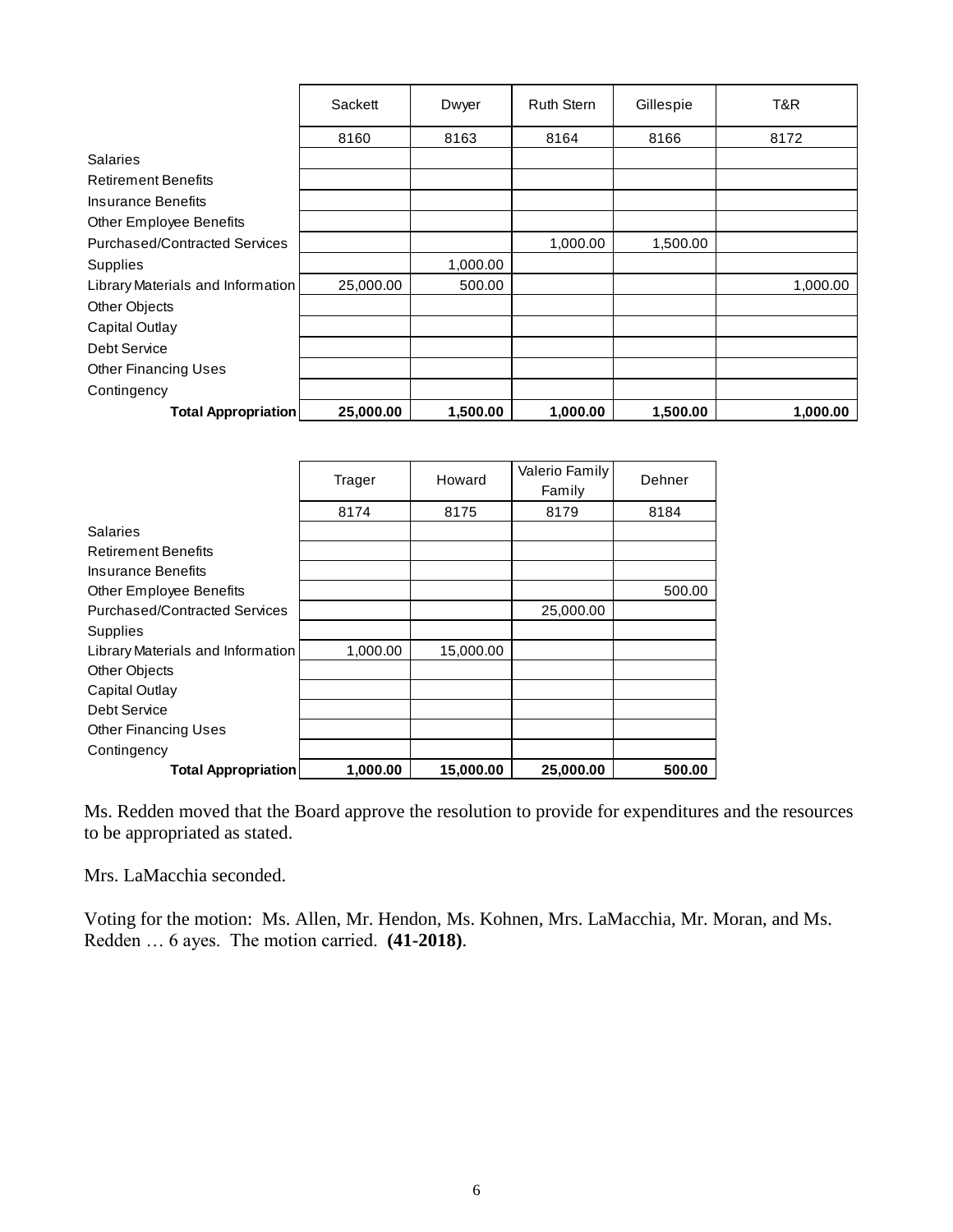| | Sackett | Dwyer | Ruth Stern | Gillespie | T&R |
|---|---|---|---|---|---|
| | 8160 | 8163 | 8164 | 8166 | 8172 |
| Salaries | | | | | |
| Retirement Benefits | | | | | |
| Insurance Benefits | | | | | |
| Other Employee Benefits | | | | | |
| Purchased/Contracted Services | | | 1,000.00 | 1,500.00 | |
| Supplies | | 1,000.00 | | | |
| Library Materials and Information | 25,000.00 | 500.00 | | | 1,000.00 |
| Other Objects | | | | | |
| Capital Outlay | | | | | |
| Debt Service | | | | | |
| Other Financing Uses | | | | | |
| Contingency | | | | | |
| **Total Appropriation** | **25,000.00** | **1,500.00** | **1,000.00** | **1,500.00** | **1,000.00** |

| | Trager | Howard | Valerio Family Family | Dehner |
|---|---|---|---|---|
| | 8174 | 8175 | 8179 | 8184 |
| Salaries | | | | |
| Retirement Benefits | | | | |
| Insurance Benefits | | | | |
| Other Employee Benefits | | | | 500.00 |
| Purchased/Contracted Services | | | 25,000.00 | |
| Supplies | | | | |
| Library Materials and Information | 1,000.00 | 15,000.00 | | |
| Other Objects | | | | |
| Capital Outlay | | | | |
| Debt Service | | | | |
| Other Financing Uses | | | | |
| Contingency | | | | |
| **Total Appropriation** | **1,000.00** | **15,000.00** | **25,000.00** | **500.00** |

Ms. Redden moved that the Board approve the resolution to provide for expenditures and the resources to be appropriated as stated.

Mrs. LaMacchia seconded.

Voting for the motion: Ms. Allen, Mr. Hendon, Ms. Kohnen, Mrs. LaMacchia, Mr. Moran, and Ms. Redden … 6 ayes. The motion carried. **(41-2018)**.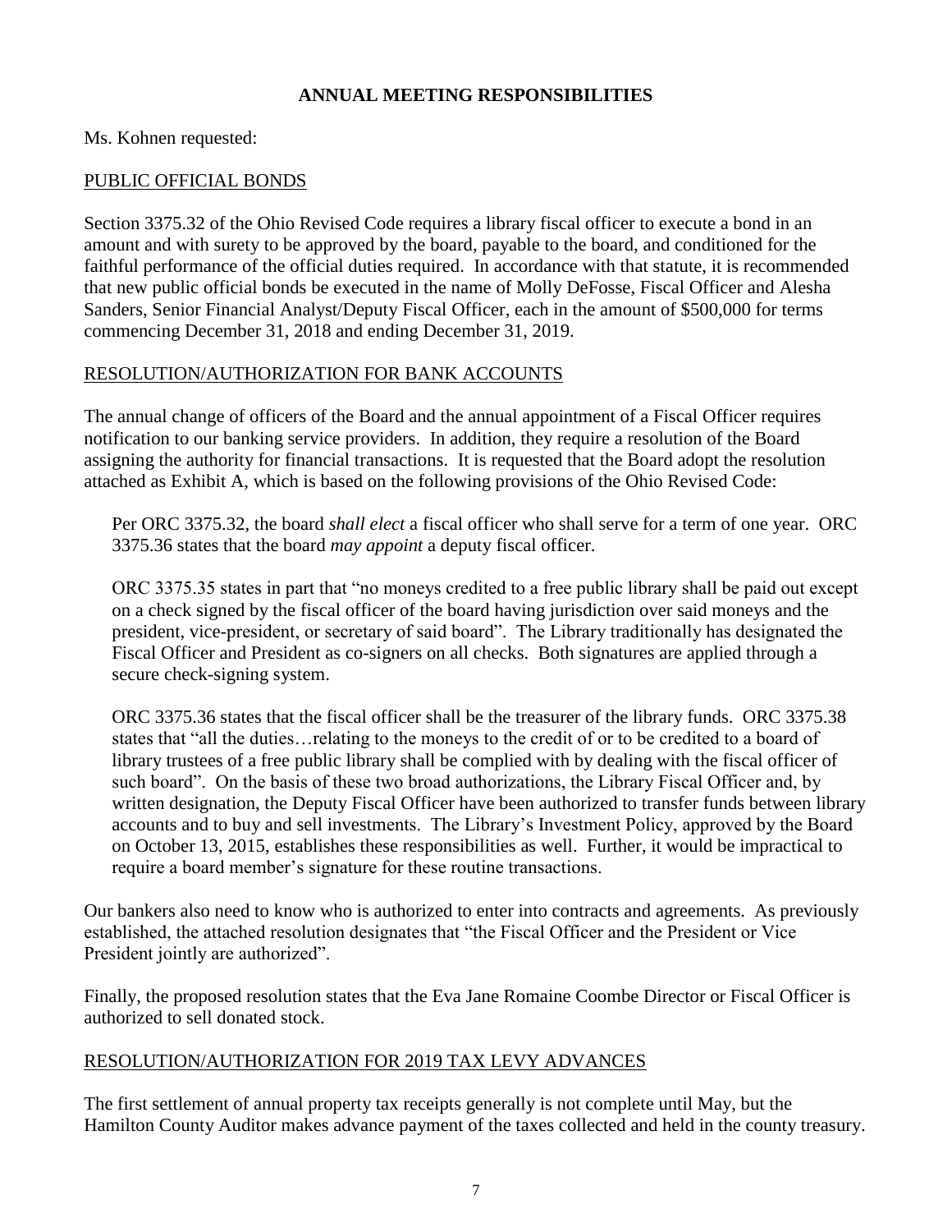## ANNUAL MEETING RESPONSIBILITIES

Ms. Kohnen requested:

### PUBLIC OFFICIAL BONDS

Section 3375.32 of the Ohio Revised Code requires a library fiscal officer to execute a bond in an amount and with surety to be approved by the board, payable to the board, and conditioned for the faithful performance of the official duties required. In accordance with that statute, it is recommended that new public official bonds be executed in the name of Molly DeFosse, Fiscal Officer and Alesha Sanders, Senior Financial Analyst/Deputy Fiscal Officer, each in the amount of $500,000 for terms commencing December 31, 2018 and ending December 31, 2019.

### RESOLUTION/AUTHORIZATION FOR BANK ACCOUNTS

The annual change of officers of the Board and the annual appointment of a Fiscal Officer requires notification to our banking service providers. In addition, they require a resolution of the Board assigning the authority for financial transactions. It is requested that the Board adopt the resolution attached as Exhibit A, which is based on the following provisions of the Ohio Revised Code:

> Per ORC 3375.32, the board *shall elect* a fiscal officer who shall serve for a term of one year. ORC 3375.36 states that the board *may appoint* a deputy fiscal officer.
>
> ORC 3375.35 states in part that "no moneys credited to a free public library shall be paid out except on a check signed by the fiscal officer of the board having jurisdiction over said moneys and the president, vice-president, or secretary of said board". The Library traditionally has designated the Fiscal Officer and President as co-signers on all checks. Both signatures are applied through a secure check-signing system.
>
> ORC 3375.36 states that the fiscal officer shall be the treasurer of the library funds. ORC 3375.38 states that "all the duties…relating to the moneys to the credit of or to be credited to a board of library trustees of a free public library shall be complied with by dealing with the fiscal officer of such board". On the basis of these two broad authorizations, the Library Fiscal Officer and, by written designation, the Deputy Fiscal Officer have been authorized to transfer funds between library accounts and to buy and sell investments. The Library's Investment Policy, approved by the Board on October 13, 2015, establishes these responsibilities as well. Further, it would be impractical to require a board member's signature for these routine transactions.

Our bankers also need to know who is authorized to enter into contracts and agreements. As previously established, the attached resolution designates that "the Fiscal Officer and the President or Vice President jointly are authorized".

Finally, the proposed resolution states that the Eva Jane Romaine Coombe Director or Fiscal Officer is authorized to sell donated stock.

### RESOLUTION/AUTHORIZATION FOR 2019 TAX LEVY ADVANCES

The first settlement of annual property tax receipts generally is not complete until May, but the Hamilton County Auditor makes advance payment of the taxes collected and held in the county treasury.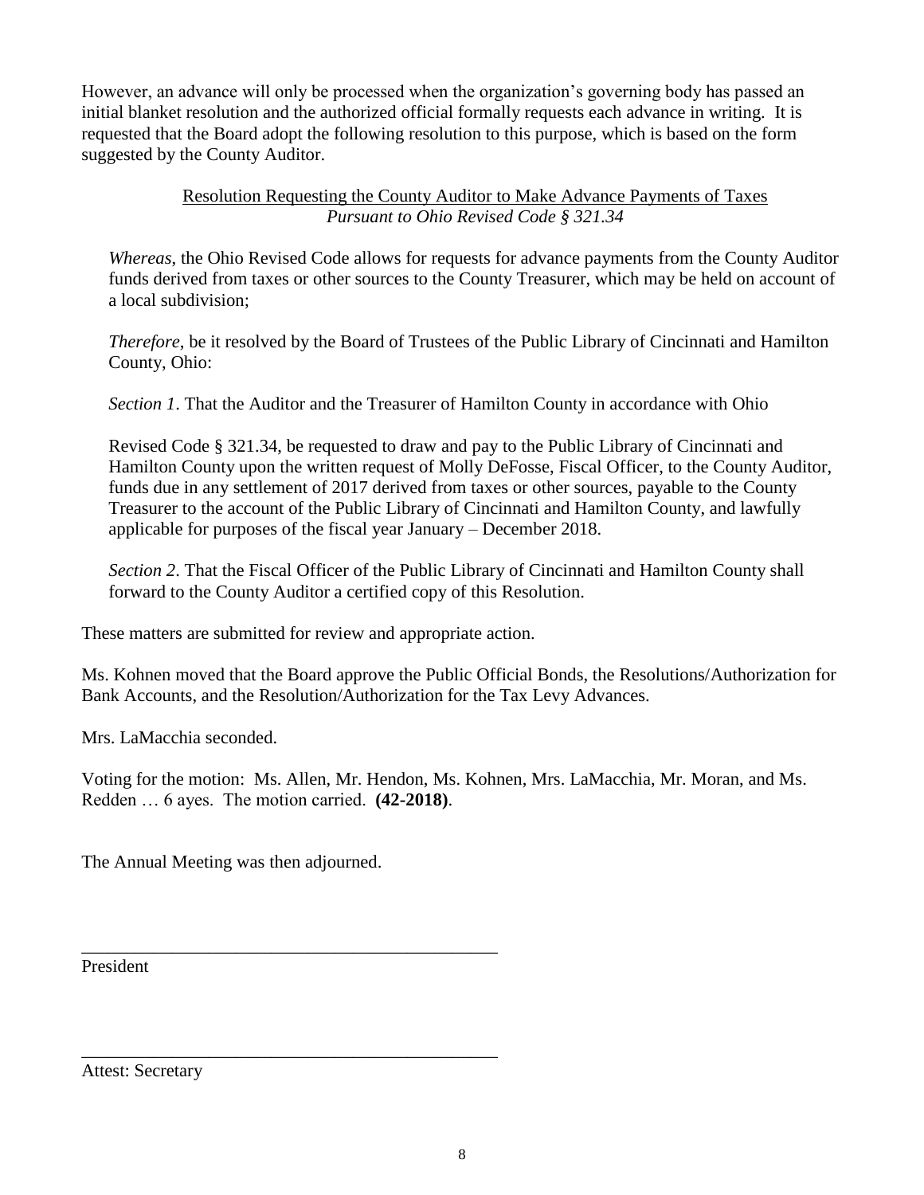However, an advance will only be processed when the organization's governing body has passed an initial blanket resolution and the authorized official formally requests each advance in writing. It is requested that the Board adopt the following resolution to this purpose, which is based on the form suggested by the County Auditor.

<u>Resolution Requesting the County Auditor to Make Advance Payments of Taxes</u>
*Pursuant to Ohio Revised Code § 321.34*

*Whereas*, the Ohio Revised Code allows for requests for advance payments from the County Auditor funds derived from taxes or other sources to the County Treasurer, which may be held on account of a local subdivision;

*Therefore*, be it resolved by the Board of Trustees of the Public Library of Cincinnati and Hamilton County, Ohio:

*Section 1*. That the Auditor and the Treasurer of Hamilton County in accordance with Ohio

Revised Code § 321.34, be requested to draw and pay to the Public Library of Cincinnati and Hamilton County upon the written request of Molly DeFosse, Fiscal Officer, to the County Auditor, funds due in any settlement of 2017 derived from taxes or other sources, payable to the County Treasurer to the account of the Public Library of Cincinnati and Hamilton County, and lawfully applicable for purposes of the fiscal year January – December 2018.

*Section 2*. That the Fiscal Officer of the Public Library of Cincinnati and Hamilton County shall forward to the County Auditor a certified copy of this Resolution.

These matters are submitted for review and appropriate action.

Ms. Kohnen moved that the Board approve the Public Official Bonds, the Resolutions/Authorization for Bank Accounts, and the Resolution/Authorization for the Tax Levy Advances.

Mrs. LaMacchia seconded.

Voting for the motion: Ms. Allen, Mr. Hendon, Ms. Kohnen, Mrs. LaMacchia, Mr. Moran, and Ms. Redden … 6 ayes. The motion carried. **(42-2018)**.

The Annual Meeting was then adjourned.

\_\_\_\_\_\_\_\_\_\_\_\_\_\_\_\_\_\_\_\_\_\_\_\_\_\_\_\_\_\_\_\_\_\_\_\_\_\_\_\_\_\_\_\_\_\_

President

\_\_\_\_\_\_\_\_\_\_\_\_\_\_\_\_\_\_\_\_\_\_\_\_\_\_\_\_\_\_\_\_\_\_\_\_\_\_\_\_\_\_\_\_\_\_

Attest: Secretary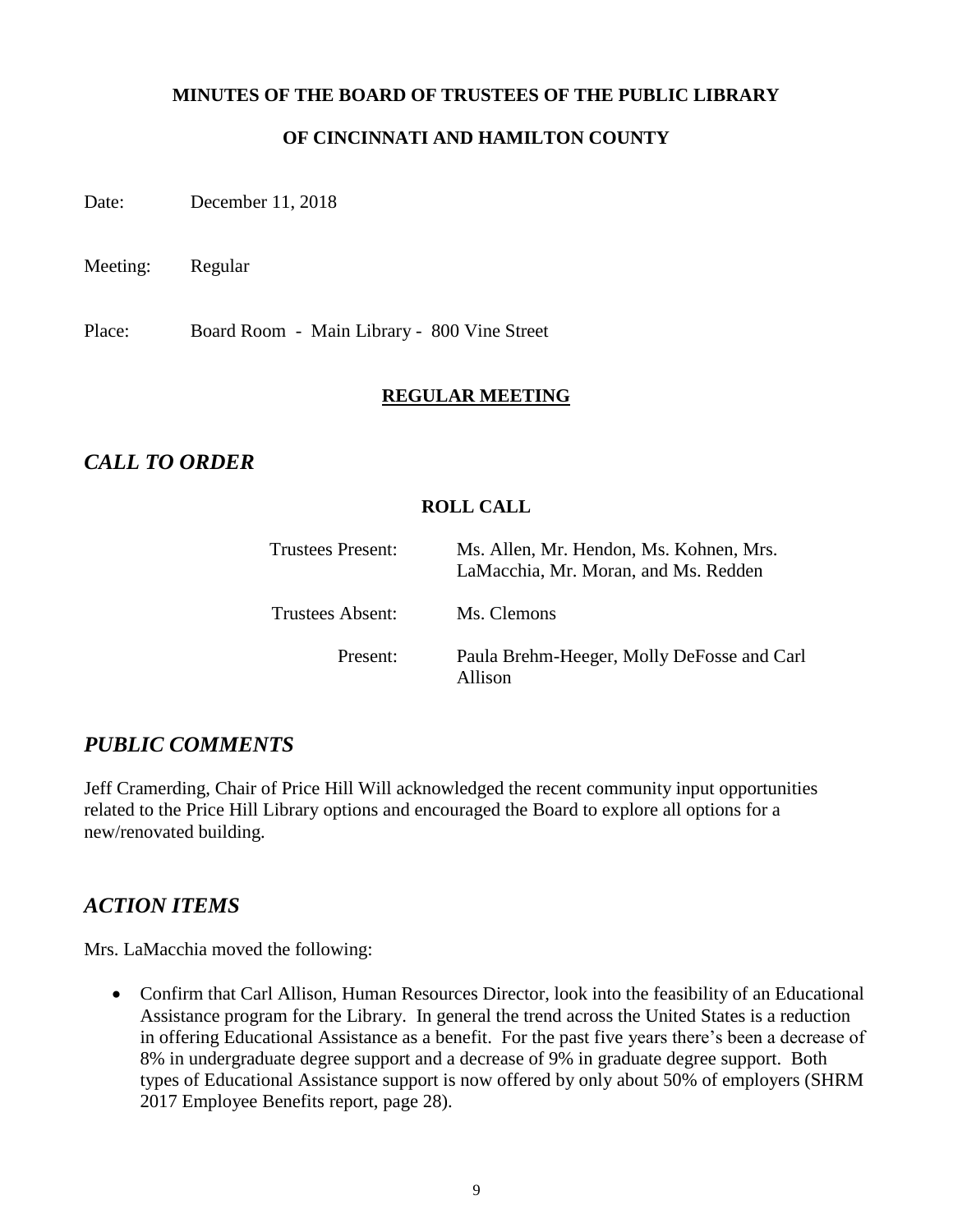**MINUTES OF THE BOARD OF TRUSTEES OF THE PUBLIC LIBRARY**

**OF CINCINNATI AND HAMILTON COUNTY**

Date: December 11, 2018

Meeting: Regular

Place: Board Room - Main Library - 800 Vine Street

**REGULAR MEETING**

## *CALL TO ORDER*

**ROLL CALL**

| | |
|---|---|
| Trustees Present: | Ms. Allen, Mr. Hendon, Ms. Kohnen, Mrs. LaMacchia, Mr. Moran, and Ms. Redden |
| Trustees Absent: | Ms. Clemons |
| Present: | Paula Brehm-Heeger, Molly DeFosse and Carl Allison |

## *PUBLIC COMMENTS*

Jeff Cramerding, Chair of Price Hill Will acknowledged the recent community input opportunities related to the Price Hill Library options and encouraged the Board to explore all options for a new/renovated building.

## *ACTION ITEMS*

Mrs. LaMacchia moved the following:

- Confirm that Carl Allison, Human Resources Director, look into the feasibility of an Educational Assistance program for the Library. In general the trend across the United States is a reduction in offering Educational Assistance as a benefit. For the past five years there's been a decrease of 8% in undergraduate degree support and a decrease of 9% in graduate degree support. Both types of Educational Assistance support is now offered by only about 50% of employers (SHRM 2017 Employee Benefits report, page 28).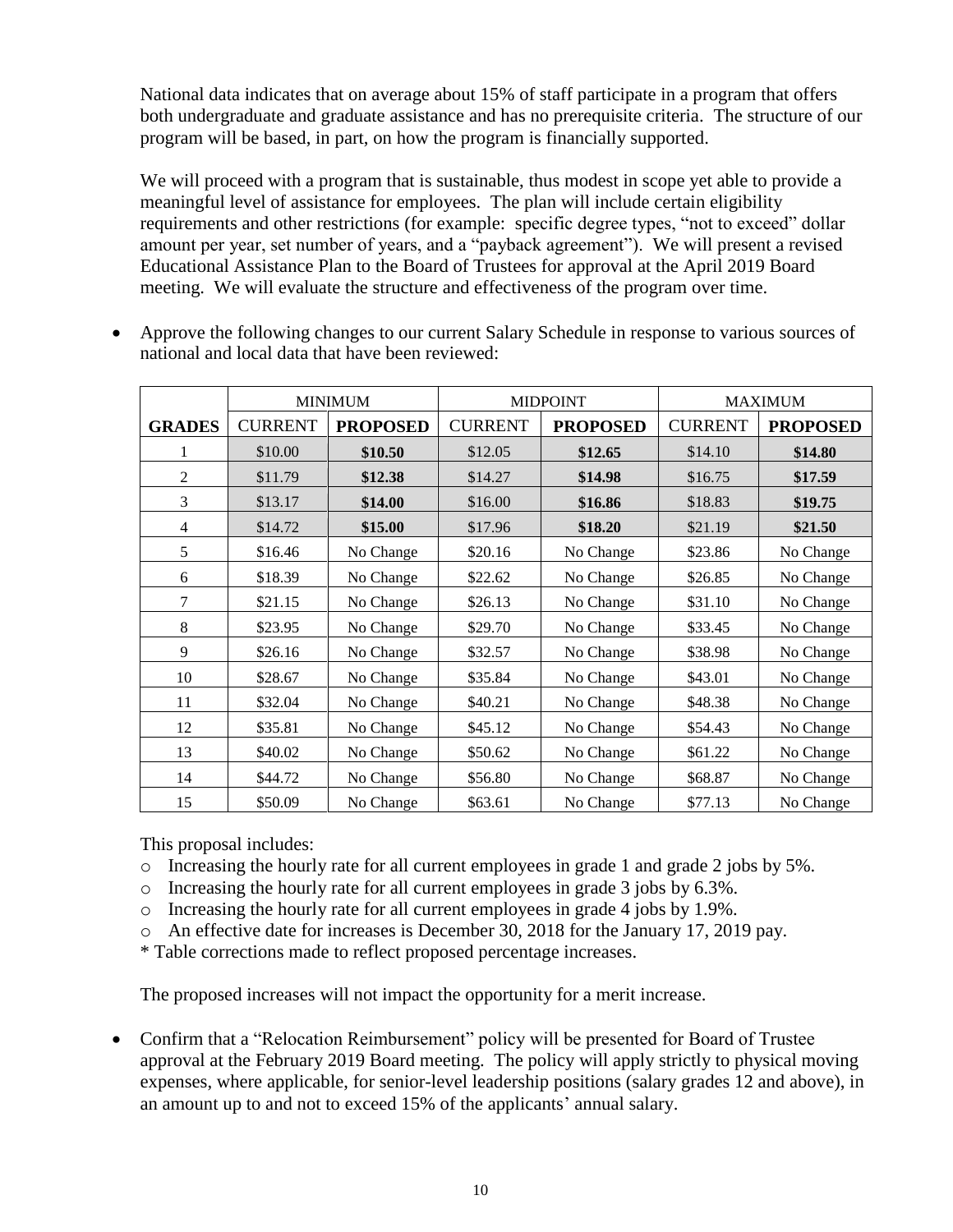National data indicates that on average about 15% of staff participate in a program that offers both undergraduate and graduate assistance and has no prerequisite criteria. The structure of our program will be based, in part, on how the program is financially supported.

We will proceed with a program that is sustainable, thus modest in scope yet able to provide a meaningful level of assistance for employees. The plan will include certain eligibility requirements and other restrictions (for example: specific degree types, "not to exceed" dollar amount per year, set number of years, and a "payback agreement"). We will present a revised Educational Assistance Plan to the Board of Trustees for approval at the April 2019 Board meeting. We will evaluate the structure and effectiveness of the program over time.

- Approve the following changes to our current Salary Schedule in response to various sources of national and local data that have been reviewed:

| | MINIMUM | | MIDPOINT | | MAXIMUM | |
|---|---|---|---|---|---|---|
| **GRADES** | CURRENT | **PROPOSED** | CURRENT | **PROPOSED** | CURRENT | **PROPOSED** |
| 1 | $10.00 | **$10.50** | $12.05 | **$12.65** | $14.10 | **$14.80** |
| 2 | $11.79 | **$12.38** | $14.27 | **$14.98** | $16.75 | **$17.59** |
| 3 | $13.17 | **$14.00** | $16.00 | **$16.86** | $18.83 | **$19.75** |
| 4 | $14.72 | **$15.00** | $17.96 | **$18.20** | $21.19 | **$21.50** |
| 5 | $16.46 | No Change | $20.16 | No Change | $23.86 | No Change |
| 6 | $18.39 | No Change | $22.62 | No Change | $26.85 | No Change |
| 7 | $21.15 | No Change | $26.13 | No Change | $31.10 | No Change |
| 8 | $23.95 | No Change | $29.70 | No Change | $33.45 | No Change |
| 9 | $26.16 | No Change | $32.57 | No Change | $38.98 | No Change |
| 10 | $28.67 | No Change | $35.84 | No Change | $43.01 | No Change |
| 11 | $32.04 | No Change | $40.21 | No Change | $48.38 | No Change |
| 12 | $35.81 | No Change | $45.12 | No Change | $54.43 | No Change |
| 13 | $40.02 | No Change | $50.62 | No Change | $61.22 | No Change |
| 14 | $44.72 | No Change | $56.80 | No Change | $68.87 | No Change |
| 15 | $50.09 | No Change | $63.61 | No Change | $77.13 | No Change |

This proposal includes:

- Increasing the hourly rate for all current employees in grade 1 and grade 2 jobs by 5%.
- Increasing the hourly rate for all current employees in grade 3 jobs by 6.3%.
- Increasing the hourly rate for all current employees in grade 4 jobs by 1.9%.
- An effective date for increases is December 30, 2018 for the January 17, 2019 pay.

\* Table corrections made to reflect proposed percentage increases.

The proposed increases will not impact the opportunity for a merit increase.

- Confirm that a "Relocation Reimbursement" policy will be presented for Board of Trustee approval at the February 2019 Board meeting. The policy will apply strictly to physical moving expenses, where applicable, for senior-level leadership positions (salary grades 12 and above), in an amount up to and not to exceed 15% of the applicants' annual salary.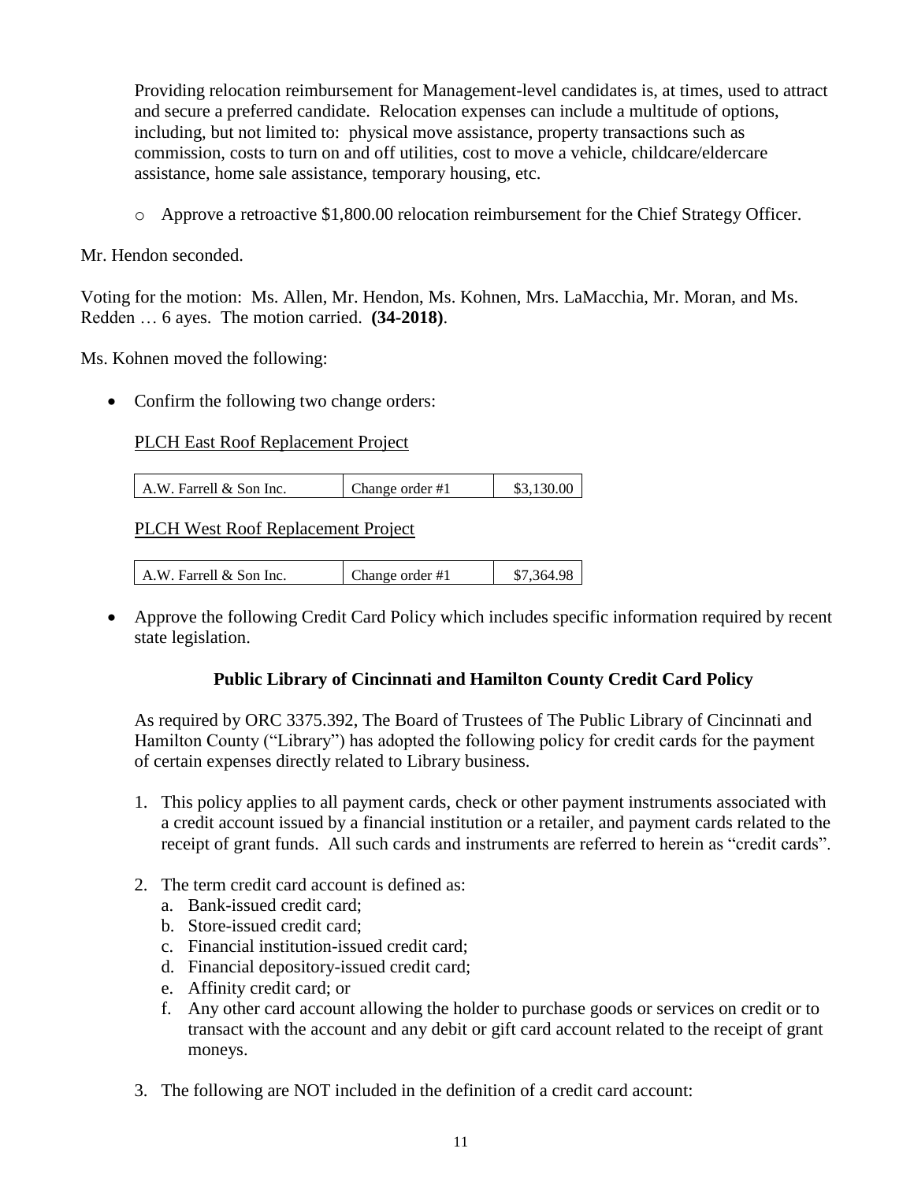Providing relocation reimbursement for Management-level candidates is, at times, used to attract and secure a preferred candidate. Relocation expenses can include a multitude of options, including, but not limited to: physical move assistance, property transactions such as commission, costs to turn on and off utilities, cost to move a vehicle, childcare/eldercare assistance, home sale assistance, temporary housing, etc.

- Approve a retroactive $1,800.00 relocation reimbursement for the Chief Strategy Officer.

Mr. Hendon seconded.

Voting for the motion: Ms. Allen, Mr. Hendon, Ms. Kohnen, Mrs. LaMacchia, Mr. Moran, and Ms. Redden … 6 ayes. The motion carried. **(34-2018)**.

Ms. Kohnen moved the following:

- Confirm the following two change orders:

  PLCH East Roof Replacement Project

  | A.W. Farrell & Son Inc. | Change order #1 | $3,130.00 |
  |---|---|---|

  PLCH West Roof Replacement Project

  | A.W. Farrell & Son Inc. | Change order #1 | $7,364.98 |
  |---|---|---|

- Approve the following Credit Card Policy which includes specific information required by recent state legislation.

**Public Library of Cincinnati and Hamilton County Credit Card Policy**

As required by ORC 3375.392, The Board of Trustees of The Public Library of Cincinnati and Hamilton County ("Library") has adopted the following policy for credit cards for the payment of certain expenses directly related to Library business.

1. This policy applies to all payment cards, check or other payment instruments associated with a credit account issued by a financial institution or a retailer, and payment cards related to the receipt of grant funds. All such cards and instruments are referred to herein as "credit cards".
2. The term credit card account is defined as:
   a. Bank-issued credit card;
   b. Store-issued credit card;
   c. Financial institution-issued credit card;
   d. Financial depository-issued credit card;
   e. Affinity credit card; or
   f. Any other card account allowing the holder to purchase goods or services on credit or to transact with the account and any debit or gift card account related to the receipt of grant moneys.
3. The following are NOT included in the definition of a credit card account: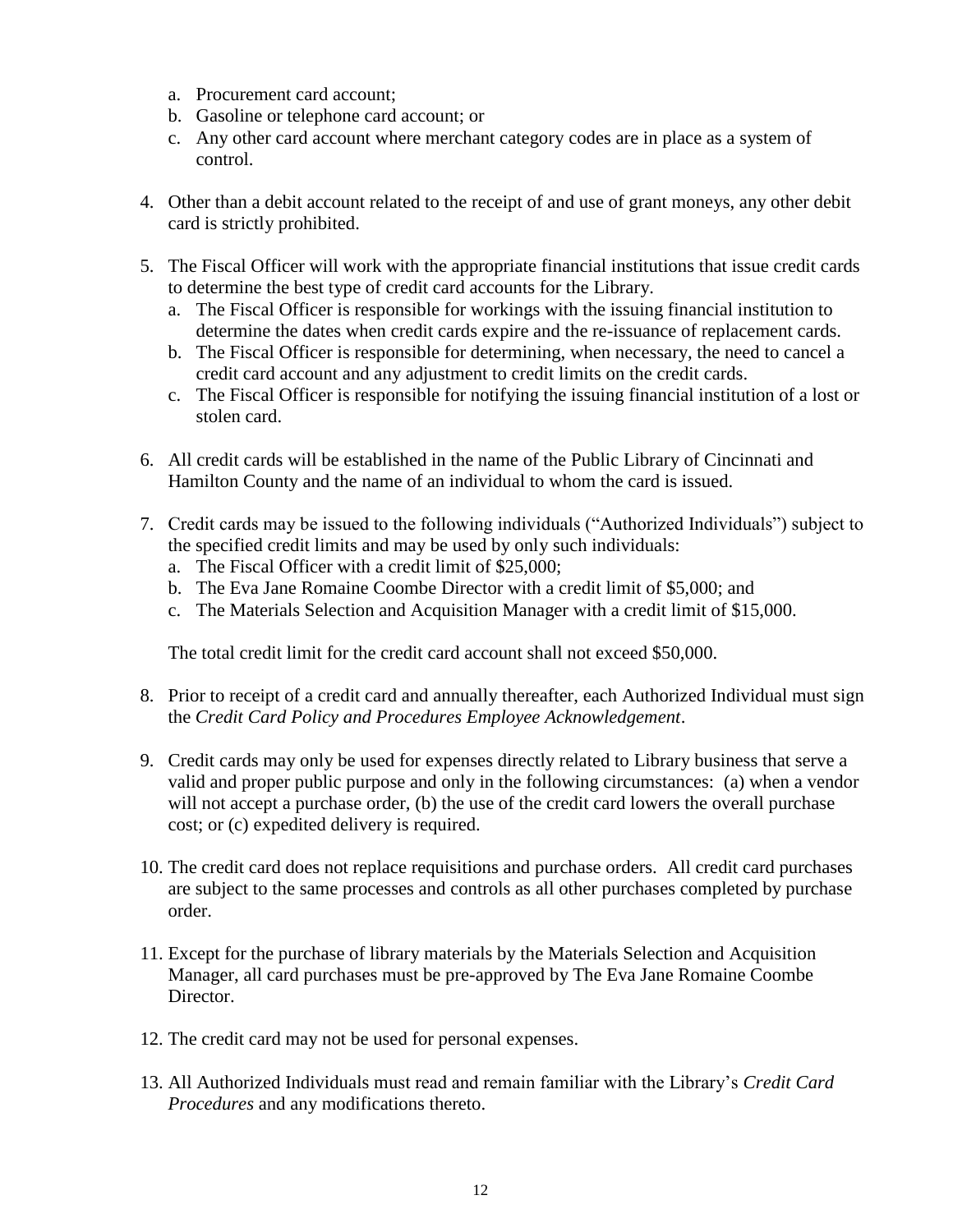a. Procurement card account;
   b. Gasoline or telephone card account; or
   c. Any other card account where merchant category codes are in place as a system of control.

4. Other than a debit account related to the receipt of and use of grant moneys, any other debit card is strictly prohibited.

5. The Fiscal Officer will work with the appropriate financial institutions that issue credit cards to determine the best type of credit card accounts for the Library.
   a. The Fiscal Officer is responsible for workings with the issuing financial institution to determine the dates when credit cards expire and the re-issuance of replacement cards.
   b. The Fiscal Officer is responsible for determining, when necessary, the need to cancel a credit card account and any adjustment to credit limits on the credit cards.
   c. The Fiscal Officer is responsible for notifying the issuing financial institution of a lost or stolen card.

6. All credit cards will be established in the name of the Public Library of Cincinnati and Hamilton County and the name of an individual to whom the card is issued.

7. Credit cards may be issued to the following individuals ("Authorized Individuals") subject to the specified credit limits and may be used by only such individuals:
   a. The Fiscal Officer with a credit limit of $25,000;
   b. The Eva Jane Romaine Coombe Director with a credit limit of $5,000; and
   c. The Materials Selection and Acquisition Manager with a credit limit of $15,000.

   The total credit limit for the credit card account shall not exceed $50,000.

8. Prior to receipt of a credit card and annually thereafter, each Authorized Individual must sign the *Credit Card Policy and Procedures Employee Acknowledgement*.

9. Credit cards may only be used for expenses directly related to Library business that serve a valid and proper public purpose and only in the following circumstances: (a) when a vendor will not accept a purchase order, (b) the use of the credit card lowers the overall purchase cost; or (c) expedited delivery is required.

10. The credit card does not replace requisitions and purchase orders. All credit card purchases are subject to the same processes and controls as all other purchases completed by purchase order.

11. Except for the purchase of library materials by the Materials Selection and Acquisition Manager, all card purchases must be pre-approved by The Eva Jane Romaine Coombe Director.

12. The credit card may not be used for personal expenses.

13. All Authorized Individuals must read and remain familiar with the Library's *Credit Card Procedures* and any modifications thereto.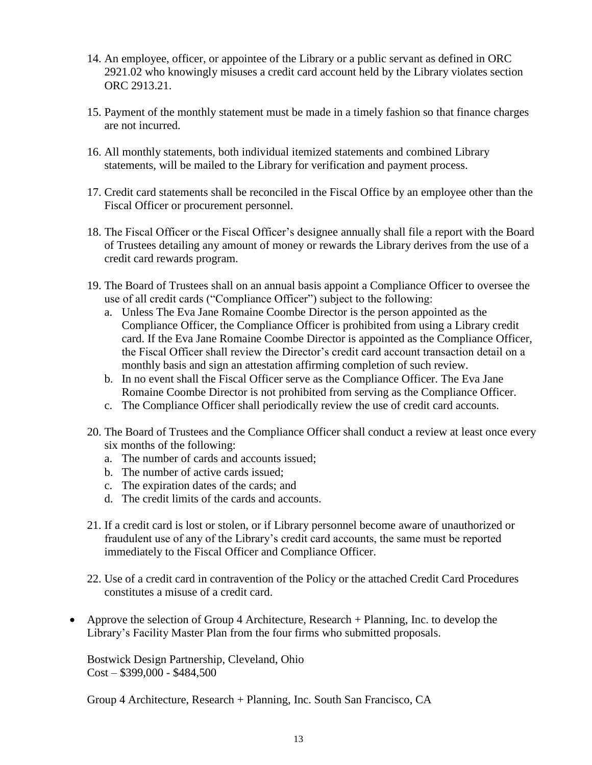14. An employee, officer, or appointee of the Library or a public servant as defined in ORC 2921.02 who knowingly misuses a credit card account held by the Library violates section ORC 2913.21.

15. Payment of the monthly statement must be made in a timely fashion so that finance charges are not incurred.

16. All monthly statements, both individual itemized statements and combined Library statements, will be mailed to the Library for verification and payment process.

17. Credit card statements shall be reconciled in the Fiscal Office by an employee other than the Fiscal Officer or procurement personnel.

18. The Fiscal Officer or the Fiscal Officer's designee annually shall file a report with the Board of Trustees detailing any amount of money or rewards the Library derives from the use of a credit card rewards program.

19. The Board of Trustees shall on an annual basis appoint a Compliance Officer to oversee the use of all credit cards ("Compliance Officer") subject to the following:
    a. Unless The Eva Jane Romaine Coombe Director is the person appointed as the Compliance Officer, the Compliance Officer is prohibited from using a Library credit card. If the Eva Jane Romaine Coombe Director is appointed as the Compliance Officer, the Fiscal Officer shall review the Director's credit card account transaction detail on a monthly basis and sign an attestation affirming completion of such review.
    b. In no event shall the Fiscal Officer serve as the Compliance Officer. The Eva Jane Romaine Coombe Director is not prohibited from serving as the Compliance Officer.
    c. The Compliance Officer shall periodically review the use of credit card accounts.

20. The Board of Trustees and the Compliance Officer shall conduct a review at least once every six months of the following:
    a. The number of cards and accounts issued;
    b. The number of active cards issued;
    c. The expiration dates of the cards; and
    d. The credit limits of the cards and accounts.

21. If a credit card is lost or stolen, or if Library personnel become aware of unauthorized or fraudulent use of any of the Library's credit card accounts, the same must be reported immediately to the Fiscal Officer and Compliance Officer.

22. Use of a credit card in contravention of the Policy or the attached Credit Card Procedures constitutes a misuse of a credit card.

- Approve the selection of Group 4 Architecture, Research + Planning, Inc. to develop the Library's Facility Master Plan from the four firms who submitted proposals.

  Bostwick Design Partnership, Cleveland, Ohio
  Cost – $399,000 - $484,500

  Group 4 Architecture, Research + Planning, Inc. South San Francisco, CA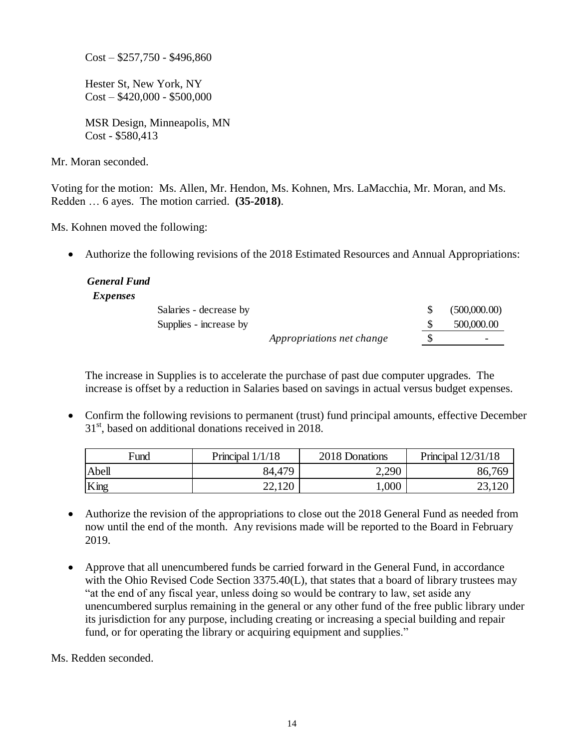Cost – $257,750 - $496,860

Hester St, New York, NY
Cost – $420,000 - $500,000

MSR Design, Minneapolis, MN
Cost - $580,413

Mr. Moran seconded.

Voting for the motion: Ms. Allen, Mr. Hendon, Ms. Kohnen, Mrs. LaMacchia, Mr. Moran, and Ms. Redden … 6 ayes. The motion carried. **(35-2018)**.

Ms. Kohnen moved the following:

- Authorize the following revisions of the 2018 Estimated Resources and Annual Appropriations:

***General Fund***

***Expenses***

| | | | |
|---|---|---|---|
| Salaries - decrease by | | $ | (500,000.00) |
| Supplies - increase by | | $ | 500,000.00 |
| | *Appropriations net change* | $ | - |

The increase in Supplies is to accelerate the purchase of past due computer upgrades. The increase is offset by a reduction in Salaries based on savings in actual versus budget expenses.

- Confirm the following revisions to permanent (trust) fund principal amounts, effective December 31st, based on additional donations received in 2018.

| Fund | Principal 1/1/18 | 2018 Donations | Principal 12/31/18 |
|---|---|---|---|
| Abell | 84,479 | 2,290 | 86,769 |
| King | 22,120 | 1,000 | 23,120 |

- Authorize the revision of the appropriations to close out the 2018 General Fund as needed from now until the end of the month. Any revisions made will be reported to the Board in February 2019.

- Approve that all unencumbered funds be carried forward in the General Fund, in accordance with the Ohio Revised Code Section 3375.40(L), that states that a board of library trustees may "at the end of any fiscal year, unless doing so would be contrary to law, set aside any unencumbered surplus remaining in the general or any other fund of the free public library under its jurisdiction for any purpose, including creating or increasing a special building and repair fund, or for operating the library or acquiring equipment and supplies."

Ms. Redden seconded.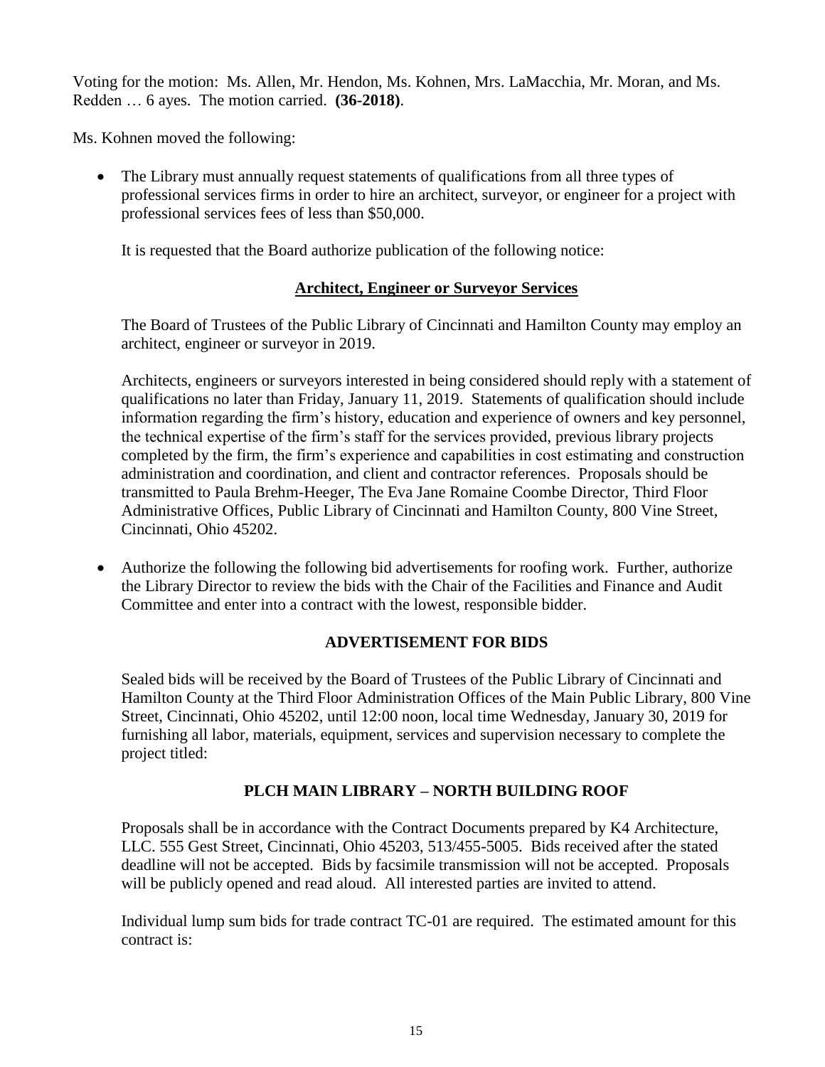Voting for the motion: Ms. Allen, Mr. Hendon, Ms. Kohnen, Mrs. LaMacchia, Mr. Moran, and Ms. Redden … 6 ayes. The motion carried. **(36-2018)**.

Ms. Kohnen moved the following:

- The Library must annually request statements of qualifications from all three types of professional services firms in order to hire an architect, surveyor, or engineer for a project with professional services fees of less than $50,000.

  It is requested that the Board authorize publication of the following notice:

  **Architect, Engineer or Surveyor Services**

  The Board of Trustees of the Public Library of Cincinnati and Hamilton County may employ an architect, engineer or surveyor in 2019.

  Architects, engineers or surveyors interested in being considered should reply with a statement of qualifications no later than Friday, January 11, 2019. Statements of qualification should include information regarding the firm's history, education and experience of owners and key personnel, the technical expertise of the firm's staff for the services provided, previous library projects completed by the firm, the firm's experience and capabilities in cost estimating and construction administration and coordination, and client and contractor references. Proposals should be transmitted to Paula Brehm-Heeger, The Eva Jane Romaine Coombe Director, Third Floor Administrative Offices, Public Library of Cincinnati and Hamilton County, 800 Vine Street, Cincinnati, Ohio 45202.

- Authorize the following the following bid advertisements for roofing work. Further, authorize the Library Director to review the bids with the Chair of the Facilities and Finance and Audit Committee and enter into a contract with the lowest, responsible bidder.

  **ADVERTISEMENT FOR BIDS**

  Sealed bids will be received by the Board of Trustees of the Public Library of Cincinnati and Hamilton County at the Third Floor Administration Offices of the Main Public Library, 800 Vine Street, Cincinnati, Ohio 45202, until 12:00 noon, local time Wednesday, January 30, 2019 for furnishing all labor, materials, equipment, services and supervision necessary to complete the project titled:

  **PLCH MAIN LIBRARY – NORTH BUILDING ROOF**

  Proposals shall be in accordance with the Contract Documents prepared by K4 Architecture, LLC. 555 Gest Street, Cincinnati, Ohio 45203, 513/455-5005. Bids received after the stated deadline will not be accepted. Bids by facsimile transmission will not be accepted. Proposals will be publicly opened and read aloud. All interested parties are invited to attend.

  Individual lump sum bids for trade contract TC-01 are required. The estimated amount for this contract is: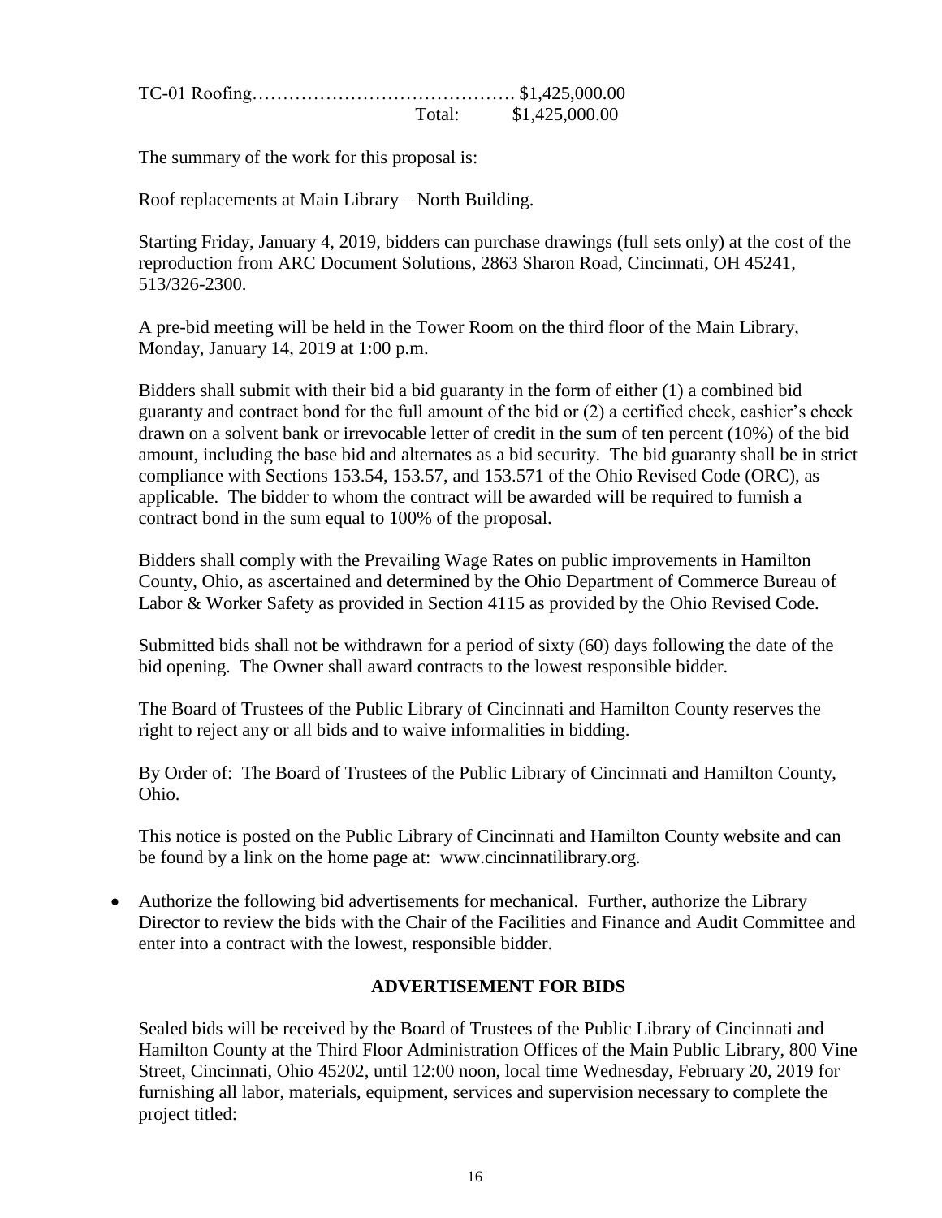TC-01 Roofing…………………………………… $1,425,000.00
Total: $1,425,000.00

The summary of the work for this proposal is:

Roof replacements at Main Library – North Building.

Starting Friday, January 4, 2019, bidders can purchase drawings (full sets only) at the cost of the reproduction from ARC Document Solutions, 2863 Sharon Road, Cincinnati, OH 45241, 513/326-2300.

A pre-bid meeting will be held in the Tower Room on the third floor of the Main Library, Monday, January 14, 2019 at 1:00 p.m.

Bidders shall submit with their bid a bid guaranty in the form of either (1) a combined bid guaranty and contract bond for the full amount of the bid or (2) a certified check, cashier's check drawn on a solvent bank or irrevocable letter of credit in the sum of ten percent (10%) of the bid amount, including the base bid and alternates as a bid security. The bid guaranty shall be in strict compliance with Sections 153.54, 153.57, and 153.571 of the Ohio Revised Code (ORC), as applicable. The bidder to whom the contract will be awarded will be required to furnish a contract bond in the sum equal to 100% of the proposal.

Bidders shall comply with the Prevailing Wage Rates on public improvements in Hamilton County, Ohio, as ascertained and determined by the Ohio Department of Commerce Bureau of Labor & Worker Safety as provided in Section 4115 as provided by the Ohio Revised Code.

Submitted bids shall not be withdrawn for a period of sixty (60) days following the date of the bid opening. The Owner shall award contracts to the lowest responsible bidder.

The Board of Trustees of the Public Library of Cincinnati and Hamilton County reserves the right to reject any or all bids and to waive informalities in bidding.

By Order of: The Board of Trustees of the Public Library of Cincinnati and Hamilton County, Ohio.

This notice is posted on the Public Library of Cincinnati and Hamilton County website and can be found by a link on the home page at: www.cincinnatilibrary.org.

- Authorize the following bid advertisements for mechanical. Further, authorize the Library Director to review the bids with the Chair of the Facilities and Finance and Audit Committee and enter into a contract with the lowest, responsible bidder.

**ADVERTISEMENT FOR BIDS**

Sealed bids will be received by the Board of Trustees of the Public Library of Cincinnati and Hamilton County at the Third Floor Administration Offices of the Main Public Library, 800 Vine Street, Cincinnati, Ohio 45202, until 12:00 noon, local time Wednesday, February 20, 2019 for furnishing all labor, materials, equipment, services and supervision necessary to complete the project titled: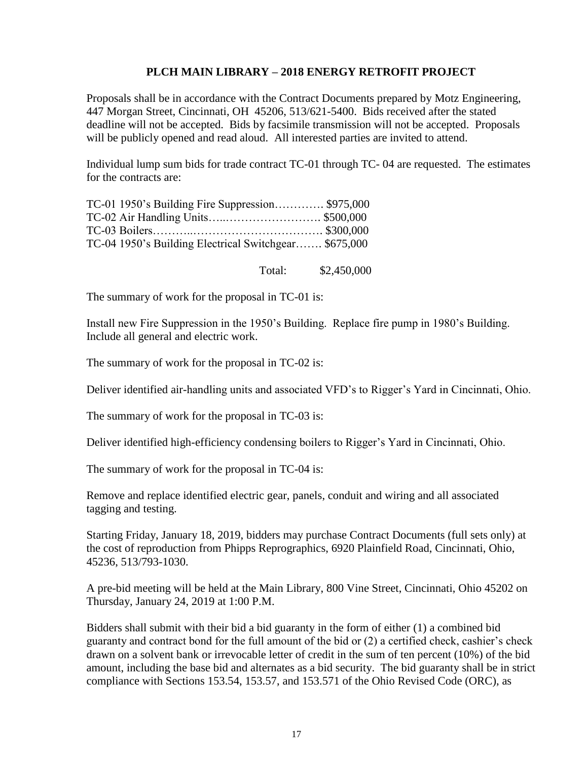## PLCH MAIN LIBRARY – 2018 ENERGY RETROFIT PROJECT

Proposals shall be in accordance with the Contract Documents prepared by Motz Engineering, 447 Morgan Street, Cincinnati, OH 45206, 513/621-5400. Bids received after the stated deadline will not be accepted. Bids by facsimile transmission will not be accepted. Proposals will be publicly opened and read aloud. All interested parties are invited to attend.

Individual lump sum bids for trade contract TC-01 through TC- 04 are requested. The estimates for the contracts are:

TC-01 1950's Building Fire Suppression…………. $975,000
TC-02 Air Handling Units…..……………………. $500,000
TC-03 Boilers………..……………………………. $300,000
TC-04 1950's Building Electrical Switchgear……. $675,000

Total: $2,450,000

The summary of work for the proposal in TC-01 is:

Install new Fire Suppression in the 1950's Building. Replace fire pump in 1980's Building. Include all general and electric work.

The summary of work for the proposal in TC-02 is:

Deliver identified air-handling units and associated VFD's to Rigger's Yard in Cincinnati, Ohio.

The summary of work for the proposal in TC-03 is:

Deliver identified high-efficiency condensing boilers to Rigger's Yard in Cincinnati, Ohio.

The summary of work for the proposal in TC-04 is:

Remove and replace identified electric gear, panels, conduit and wiring and all associated tagging and testing.

Starting Friday, January 18, 2019, bidders may purchase Contract Documents (full sets only) at the cost of reproduction from Phipps Reprographics, 6920 Plainfield Road, Cincinnati, Ohio, 45236, 513/793-1030.

A pre-bid meeting will be held at the Main Library, 800 Vine Street, Cincinnati, Ohio 45202 on Thursday, January 24, 2019 at 1:00 P.M.

Bidders shall submit with their bid a bid guaranty in the form of either (1) a combined bid guaranty and contract bond for the full amount of the bid or (2) a certified check, cashier's check drawn on a solvent bank or irrevocable letter of credit in the sum of ten percent (10%) of the bid amount, including the base bid and alternates as a bid security. The bid guaranty shall be in strict compliance with Sections 153.54, 153.57, and 153.571 of the Ohio Revised Code (ORC), as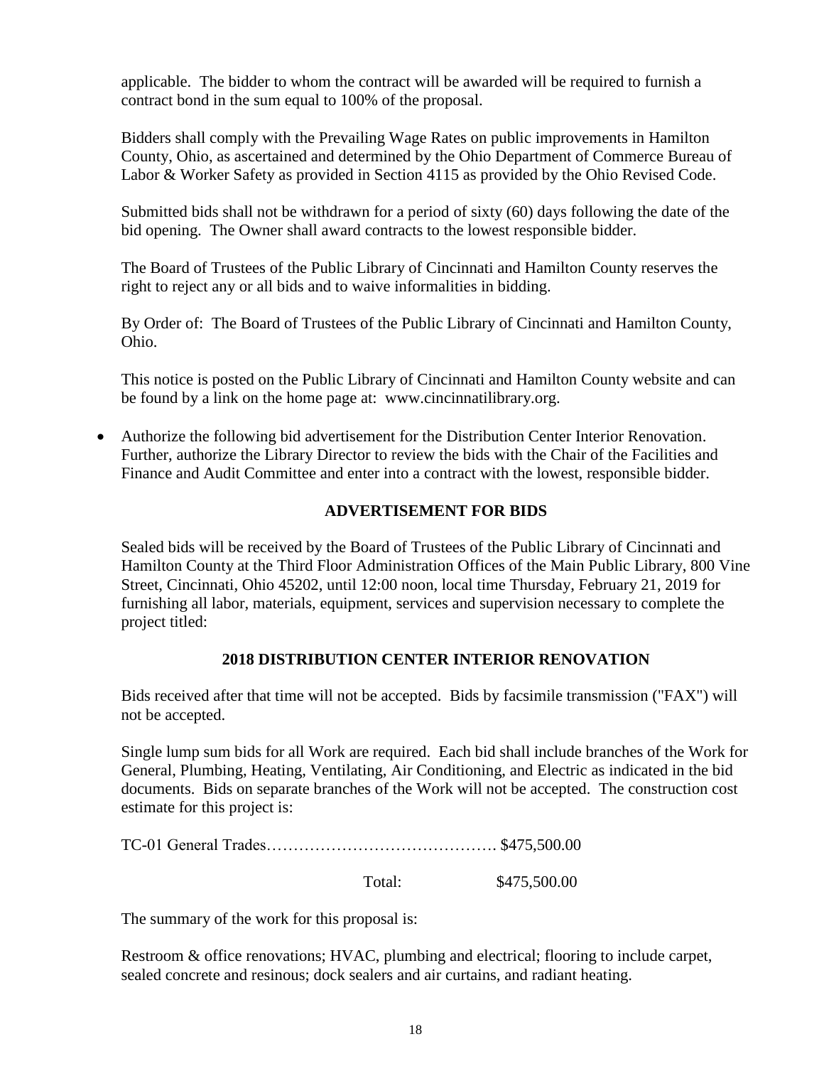applicable. The bidder to whom the contract will be awarded will be required to furnish a contract bond in the sum equal to 100% of the proposal.

Bidders shall comply with the Prevailing Wage Rates on public improvements in Hamilton County, Ohio, as ascertained and determined by the Ohio Department of Commerce Bureau of Labor & Worker Safety as provided in Section 4115 as provided by the Ohio Revised Code.

Submitted bids shall not be withdrawn for a period of sixty (60) days following the date of the bid opening. The Owner shall award contracts to the lowest responsible bidder.

The Board of Trustees of the Public Library of Cincinnati and Hamilton County reserves the right to reject any or all bids and to waive informalities in bidding.

By Order of: The Board of Trustees of the Public Library of Cincinnati and Hamilton County, Ohio.

This notice is posted on the Public Library of Cincinnati and Hamilton County website and can be found by a link on the home page at: www.cincinnatilibrary.org.

- Authorize the following bid advertisement for the Distribution Center Interior Renovation. Further, authorize the Library Director to review the bids with the Chair of the Facilities and Finance and Audit Committee and enter into a contract with the lowest, responsible bidder.

**ADVERTISEMENT FOR BIDS**

Sealed bids will be received by the Board of Trustees of the Public Library of Cincinnati and Hamilton County at the Third Floor Administration Offices of the Main Public Library, 800 Vine Street, Cincinnati, Ohio 45202, until 12:00 noon, local time Thursday, February 21, 2019 for furnishing all labor, materials, equipment, services and supervision necessary to complete the project titled:

**2018 DISTRIBUTION CENTER INTERIOR RENOVATION**

Bids received after that time will not be accepted. Bids by facsimile transmission ("FAX") will not be accepted.

Single lump sum bids for all Work are required. Each bid shall include branches of the Work for General, Plumbing, Heating, Ventilating, Air Conditioning, and Electric as indicated in the bid documents. Bids on separate branches of the Work will not be accepted. The construction cost estimate for this project is:

TC-01 General Trades……………………………………. $475,500.00

Total: $475,500.00

The summary of the work for this proposal is:

Restroom & office renovations; HVAC, plumbing and electrical; flooring to include carpet, sealed concrete and resinous; dock sealers and air curtains, and radiant heating.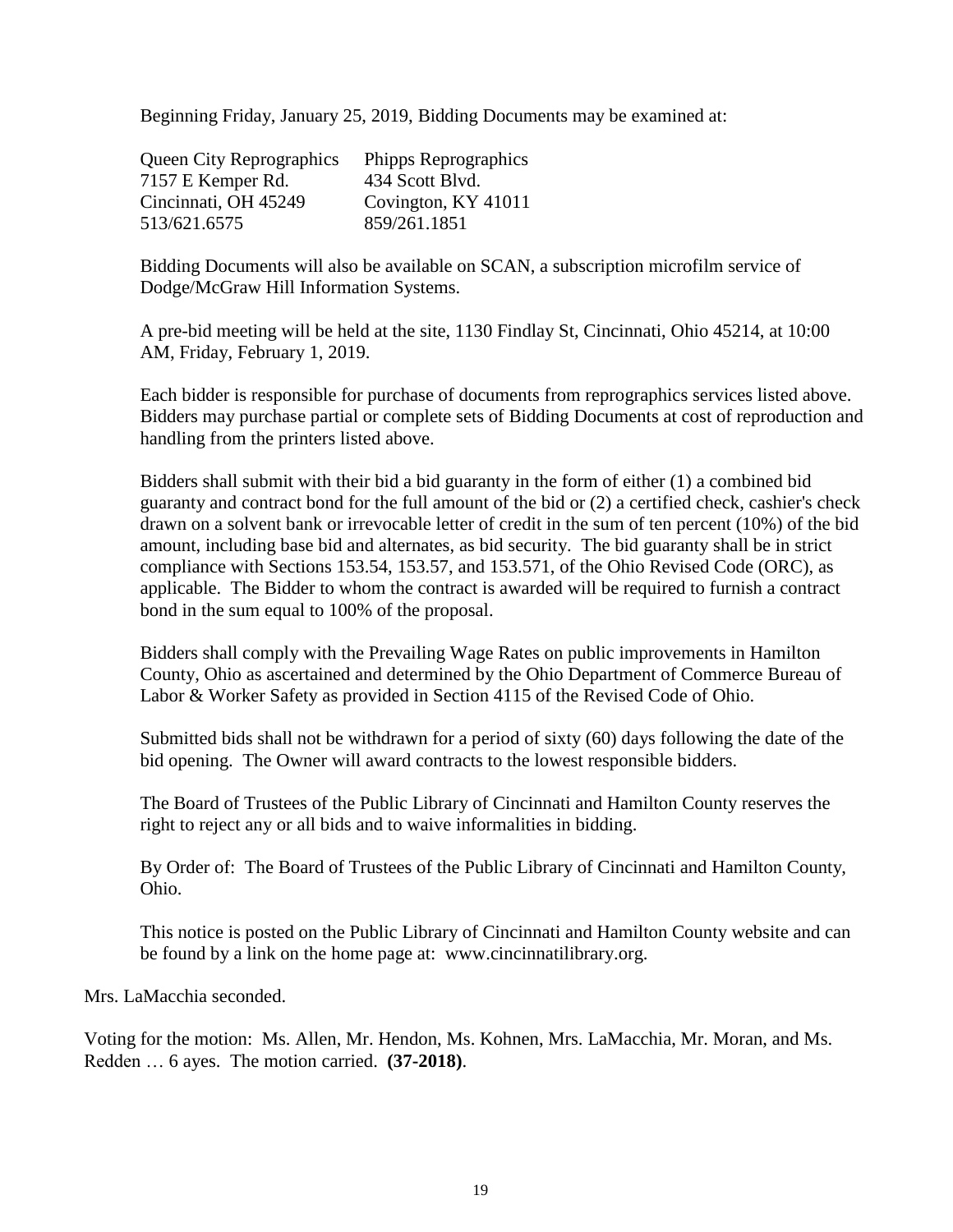Beginning Friday, January 25, 2019, Bidding Documents may be examined at:

| Queen City Reprographics | Phipps Reprographics |
|---|---|
| 7157 E Kemper Rd. | 434 Scott Blvd. |
| Cincinnati, OH 45249 | Covington, KY 41011 |
| 513/621.6575 | 859/261.1851 |

Bidding Documents will also be available on SCAN, a subscription microfilm service of Dodge/McGraw Hill Information Systems.

A pre-bid meeting will be held at the site, 1130 Findlay St, Cincinnati, Ohio 45214, at 10:00 AM, Friday, February 1, 2019.

Each bidder is responsible for purchase of documents from reprographics services listed above. Bidders may purchase partial or complete sets of Bidding Documents at cost of reproduction and handling from the printers listed above.

Bidders shall submit with their bid a bid guaranty in the form of either (1) a combined bid guaranty and contract bond for the full amount of the bid or (2) a certified check, cashier's check drawn on a solvent bank or irrevocable letter of credit in the sum of ten percent (10%) of the bid amount, including base bid and alternates, as bid security. The bid guaranty shall be in strict compliance with Sections 153.54, 153.57, and 153.571, of the Ohio Revised Code (ORC), as applicable. The Bidder to whom the contract is awarded will be required to furnish a contract bond in the sum equal to 100% of the proposal.

Bidders shall comply with the Prevailing Wage Rates on public improvements in Hamilton County, Ohio as ascertained and determined by the Ohio Department of Commerce Bureau of Labor & Worker Safety as provided in Section 4115 of the Revised Code of Ohio.

Submitted bids shall not be withdrawn for a period of sixty (60) days following the date of the bid opening. The Owner will award contracts to the lowest responsible bidders.

The Board of Trustees of the Public Library of Cincinnati and Hamilton County reserves the right to reject any or all bids and to waive informalities in bidding.

By Order of: The Board of Trustees of the Public Library of Cincinnati and Hamilton County, Ohio.

This notice is posted on the Public Library of Cincinnati and Hamilton County website and can be found by a link on the home page at: www.cincinnatilibrary.org.

Mrs. LaMacchia seconded.

Voting for the motion: Ms. Allen, Mr. Hendon, Ms. Kohnen, Mrs. LaMacchia, Mr. Moran, and Ms. Redden … 6 ayes. The motion carried. **(37-2018)**.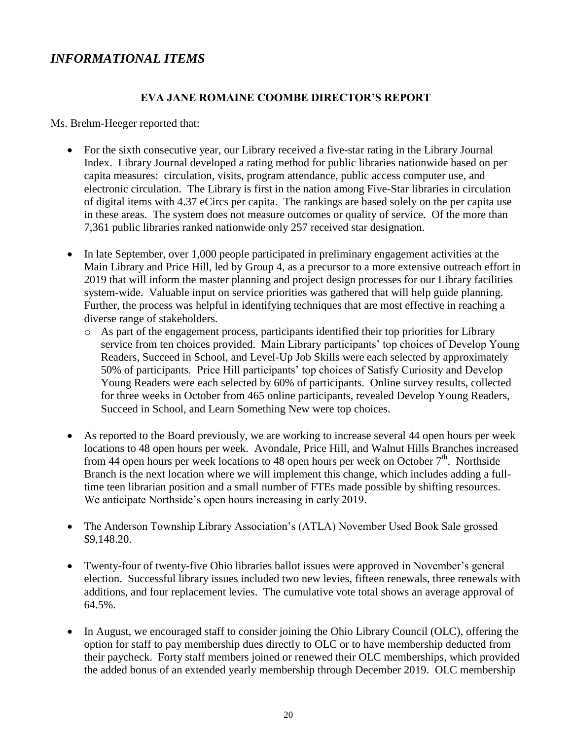## *INFORMATIONAL ITEMS*

### EVA JANE ROMAINE COOMBE DIRECTOR'S REPORT

Ms. Brehm-Heeger reported that:

- For the sixth consecutive year, our Library received a five-star rating in the Library Journal Index. Library Journal developed a rating method for public libraries nationwide based on per capita measures: circulation, visits, program attendance, public access computer use, and electronic circulation. The Library is first in the nation among Five-Star libraries in circulation of digital items with 4.37 eCircs per capita. The rankings are based solely on the per capita use in these areas. The system does not measure outcomes or quality of service. Of the more than 7,361 public libraries ranked nationwide only 257 received star designation.

- In late September, over 1,000 people participated in preliminary engagement activities at the Main Library and Price Hill, led by Group 4, as a precursor to a more extensive outreach effort in 2019 that will inform the master planning and project design processes for our Library facilities system-wide. Valuable input on service priorities was gathered that will help guide planning. Further, the process was helpful in identifying techniques that are most effective in reaching a diverse range of stakeholders.
  - As part of the engagement process, participants identified their top priorities for Library service from ten choices provided. Main Library participants' top choices of Develop Young Readers, Succeed in School, and Level-Up Job Skills were each selected by approximately 50% of participants. Price Hill participants' top choices of Satisfy Curiosity and Develop Young Readers were each selected by 60% of participants. Online survey results, collected for three weeks in October from 465 online participants, revealed Develop Young Readers, Succeed in School, and Learn Something New were top choices.

- As reported to the Board previously, we are working to increase several 44 open hours per week locations to 48 open hours per week. Avondale, Price Hill, and Walnut Hills Branches increased from 44 open hours per week locations to 48 open hours per week on October 7th. Northside Branch is the next location where we will implement this change, which includes adding a full-time teen librarian position and a small number of FTEs made possible by shifting resources. We anticipate Northside's open hours increasing in early 2019.

- The Anderson Township Library Association's (ATLA) November Used Book Sale grossed $9,148.20.

- Twenty-four of twenty-five Ohio libraries ballot issues were approved in November's general election. Successful library issues included two new levies, fifteen renewals, three renewals with additions, and four replacement levies. The cumulative vote total shows an average approval of 64.5%.

- In August, we encouraged staff to consider joining the Ohio Library Council (OLC), offering the option for staff to pay membership dues directly to OLC or to have membership deducted from their paycheck. Forty staff members joined or renewed their OLC memberships, which provided the added bonus of an extended yearly membership through December 2019. OLC membership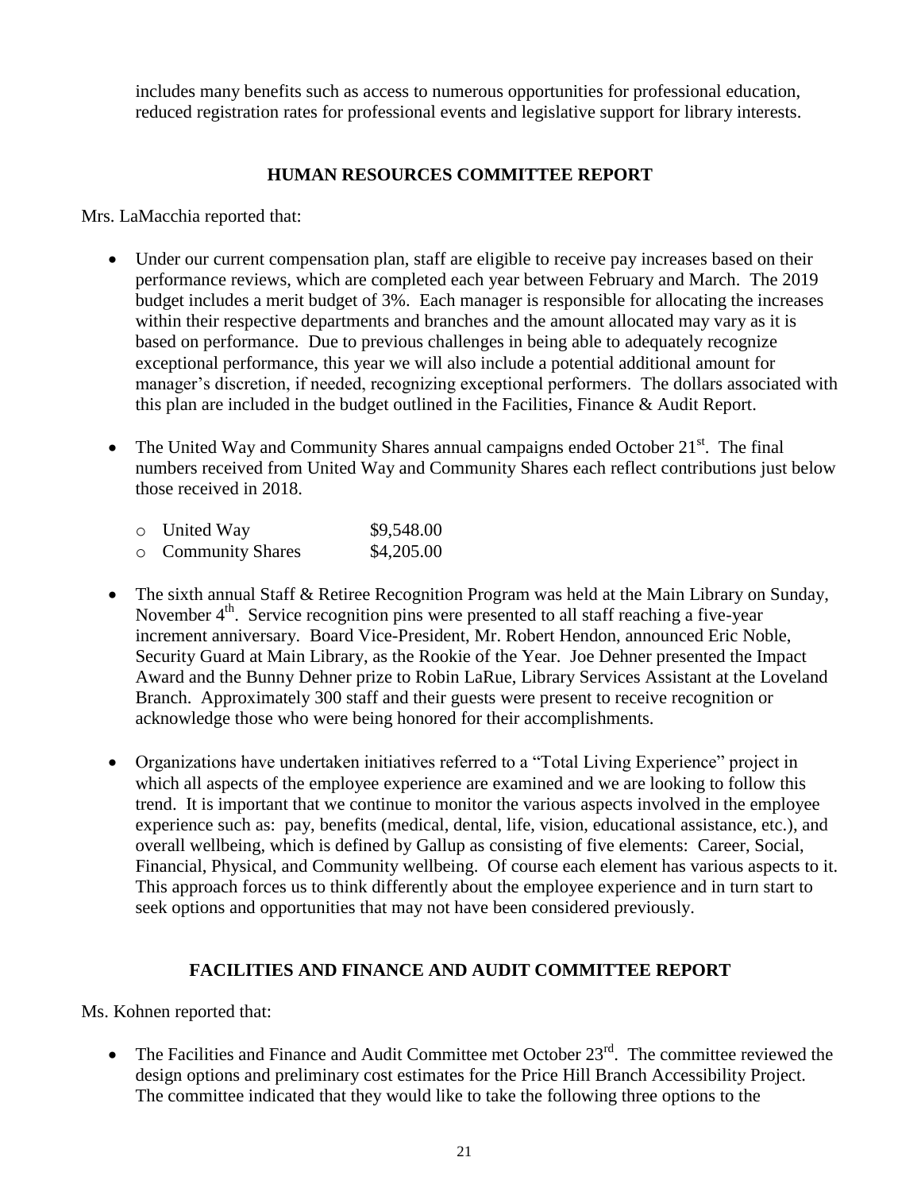includes many benefits such as access to numerous opportunities for professional education, reduced registration rates for professional events and legislative support for library interests.

## HUMAN RESOURCES COMMITTEE REPORT

Mrs. LaMacchia reported that:

- Under our current compensation plan, staff are eligible to receive pay increases based on their performance reviews, which are completed each year between February and March. The 2019 budget includes a merit budget of 3%. Each manager is responsible for allocating the increases within their respective departments and branches and the amount allocated may vary as it is based on performance. Due to previous challenges in being able to adequately recognize exceptional performance, this year we will also include a potential additional amount for manager's discretion, if needed, recognizing exceptional performers. The dollars associated with this plan are included in the budget outlined in the Facilities, Finance & Audit Report.

- The United Way and Community Shares annual campaigns ended October 21st. The final numbers received from United Way and Community Shares each reflect contributions just below those received in 2018.

  - United Way $9,548.00
  - Community Shares $4,205.00

- The sixth annual Staff & Retiree Recognition Program was held at the Main Library on Sunday, November 4th. Service recognition pins were presented to all staff reaching a five-year increment anniversary. Board Vice-President, Mr. Robert Hendon, announced Eric Noble, Security Guard at Main Library, as the Rookie of the Year. Joe Dehner presented the Impact Award and the Bunny Dehner prize to Robin LaRue, Library Services Assistant at the Loveland Branch. Approximately 300 staff and their guests were present to receive recognition or acknowledge those who were being honored for their accomplishments.

- Organizations have undertaken initiatives referred to a "Total Living Experience" project in which all aspects of the employee experience are examined and we are looking to follow this trend. It is important that we continue to monitor the various aspects involved in the employee experience such as: pay, benefits (medical, dental, life, vision, educational assistance, etc.), and overall wellbeing, which is defined by Gallup as consisting of five elements: Career, Social, Financial, Physical, and Community wellbeing. Of course each element has various aspects to it. This approach forces us to think differently about the employee experience and in turn start to seek options and opportunities that may not have been considered previously.

## FACILITIES AND FINANCE AND AUDIT COMMITTEE REPORT

Ms. Kohnen reported that:

- The Facilities and Finance and Audit Committee met October 23rd. The committee reviewed the design options and preliminary cost estimates for the Price Hill Branch Accessibility Project. The committee indicated that they would like to take the following three options to the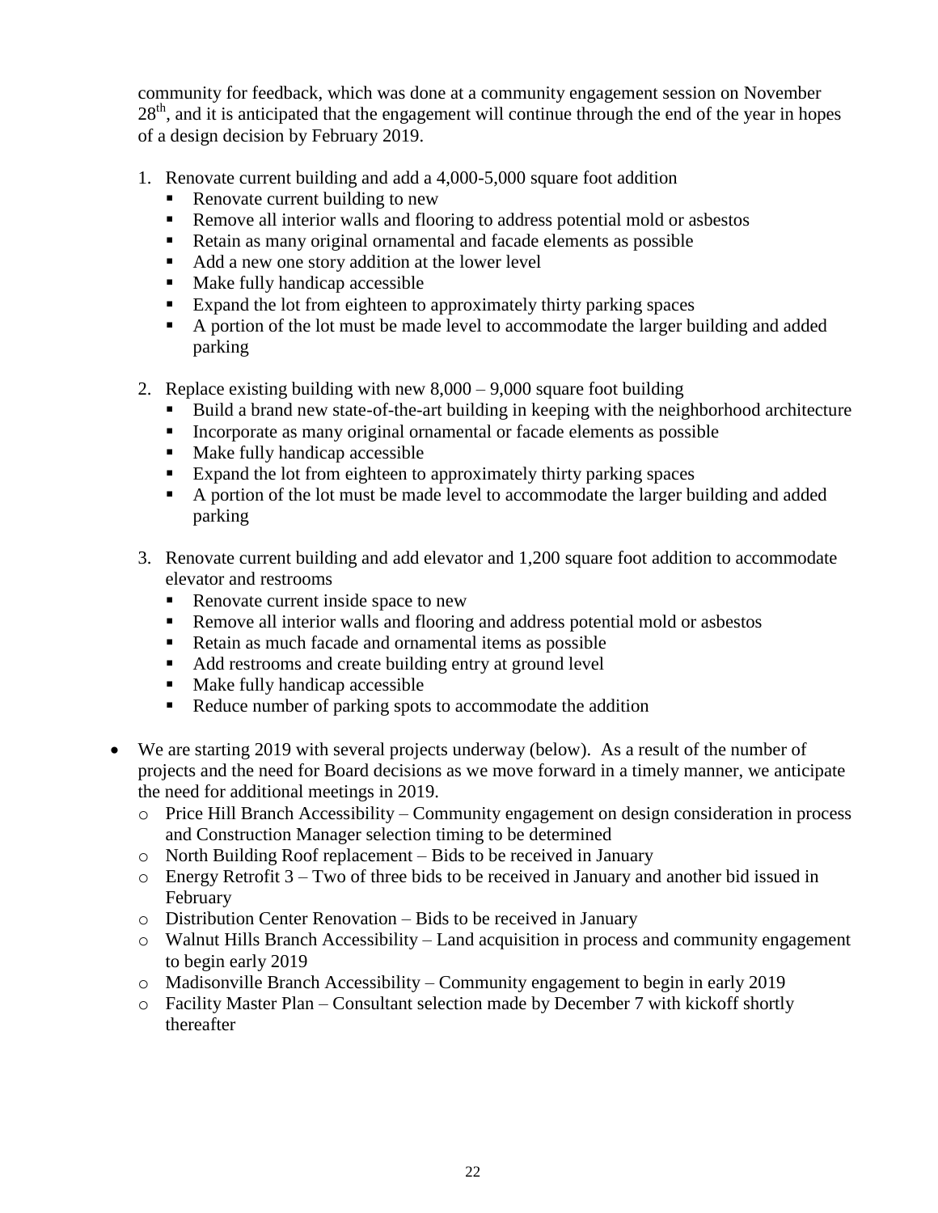community for feedback, which was done at a community engagement session on November 28th, and it is anticipated that the engagement will continue through the end of the year in hopes of a design decision by February 2019.

1. Renovate current building and add a 4,000-5,000 square foot addition
   - Renovate current building to new
   - Remove all interior walls and flooring to address potential mold or asbestos
   - Retain as many original ornamental and facade elements as possible
   - Add a new one story addition at the lower level
   - Make fully handicap accessible
   - Expand the lot from eighteen to approximately thirty parking spaces
   - A portion of the lot must be made level to accommodate the larger building and added parking

2. Replace existing building with new 8,000 – 9,000 square foot building
   - Build a brand new state-of-the-art building in keeping with the neighborhood architecture
   - Incorporate as many original ornamental or facade elements as possible
   - Make fully handicap accessible
   - Expand the lot from eighteen to approximately thirty parking spaces
   - A portion of the lot must be made level to accommodate the larger building and added parking

3. Renovate current building and add elevator and 1,200 square foot addition to accommodate elevator and restrooms
   - Renovate current inside space to new
   - Remove all interior walls and flooring and address potential mold or asbestos
   - Retain as much facade and ornamental items as possible
   - Add restrooms and create building entry at ground level
   - Make fully handicap accessible
   - Reduce number of parking spots to accommodate the addition

- We are starting 2019 with several projects underway (below). As a result of the number of projects and the need for Board decisions as we move forward in a timely manner, we anticipate the need for additional meetings in 2019.
  - Price Hill Branch Accessibility – Community engagement on design consideration in process and Construction Manager selection timing to be determined
  - North Building Roof replacement – Bids to be received in January
  - Energy Retrofit 3 – Two of three bids to be received in January and another bid issued in February
  - Distribution Center Renovation – Bids to be received in January
  - Walnut Hills Branch Accessibility – Land acquisition in process and community engagement to begin early 2019
  - Madisonville Branch Accessibility – Community engagement to begin in early 2019
  - Facility Master Plan – Consultant selection made by December 7 with kickoff shortly thereafter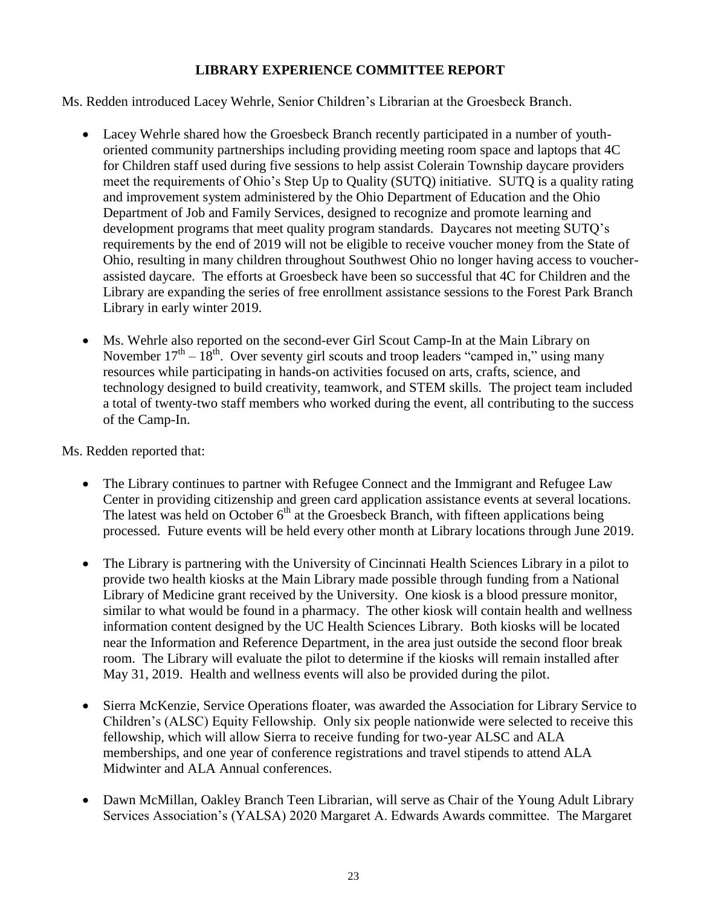## LIBRARY EXPERIENCE COMMITTEE REPORT

Ms. Redden introduced Lacey Wehrle, Senior Children's Librarian at the Groesbeck Branch.

- Lacey Wehrle shared how the Groesbeck Branch recently participated in a number of youth-oriented community partnerships including providing meeting room space and laptops that 4C for Children staff used during five sessions to help assist Colerain Township daycare providers meet the requirements of Ohio's Step Up to Quality (SUTQ) initiative. SUTQ is a quality rating and improvement system administered by the Ohio Department of Education and the Ohio Department of Job and Family Services, designed to recognize and promote learning and development programs that meet quality program standards. Daycares not meeting SUTQ's requirements by the end of 2019 will not be eligible to receive voucher money from the State of Ohio, resulting in many children throughout Southwest Ohio no longer having access to voucher-assisted daycare. The efforts at Groesbeck have been so successful that 4C for Children and the Library are expanding the series of free enrollment assistance sessions to the Forest Park Branch Library in early winter 2019.

- Ms. Wehrle also reported on the second-ever Girl Scout Camp-In at the Main Library on November 17th – 18th. Over seventy girl scouts and troop leaders "camped in," using many resources while participating in hands-on activities focused on arts, crafts, science, and technology designed to build creativity, teamwork, and STEM skills. The project team included a total of twenty-two staff members who worked during the event, all contributing to the success of the Camp-In.

Ms. Redden reported that:

- The Library continues to partner with Refugee Connect and the Immigrant and Refugee Law Center in providing citizenship and green card application assistance events at several locations. The latest was held on October 6th at the Groesbeck Branch, with fifteen applications being processed. Future events will be held every other month at Library locations through June 2019.

- The Library is partnering with the University of Cincinnati Health Sciences Library in a pilot to provide two health kiosks at the Main Library made possible through funding from a National Library of Medicine grant received by the University. One kiosk is a blood pressure monitor, similar to what would be found in a pharmacy. The other kiosk will contain health and wellness information content designed by the UC Health Sciences Library. Both kiosks will be located near the Information and Reference Department, in the area just outside the second floor break room. The Library will evaluate the pilot to determine if the kiosks will remain installed after May 31, 2019. Health and wellness events will also be provided during the pilot.

- Sierra McKenzie, Service Operations floater, was awarded the Association for Library Service to Children's (ALSC) Equity Fellowship. Only six people nationwide were selected to receive this fellowship, which will allow Sierra to receive funding for two-year ALSC and ALA memberships, and one year of conference registrations and travel stipends to attend ALA Midwinter and ALA Annual conferences.

- Dawn McMillan, Oakley Branch Teen Librarian, will serve as Chair of the Young Adult Library Services Association's (YALSA) 2020 Margaret A. Edwards Awards committee. The Margaret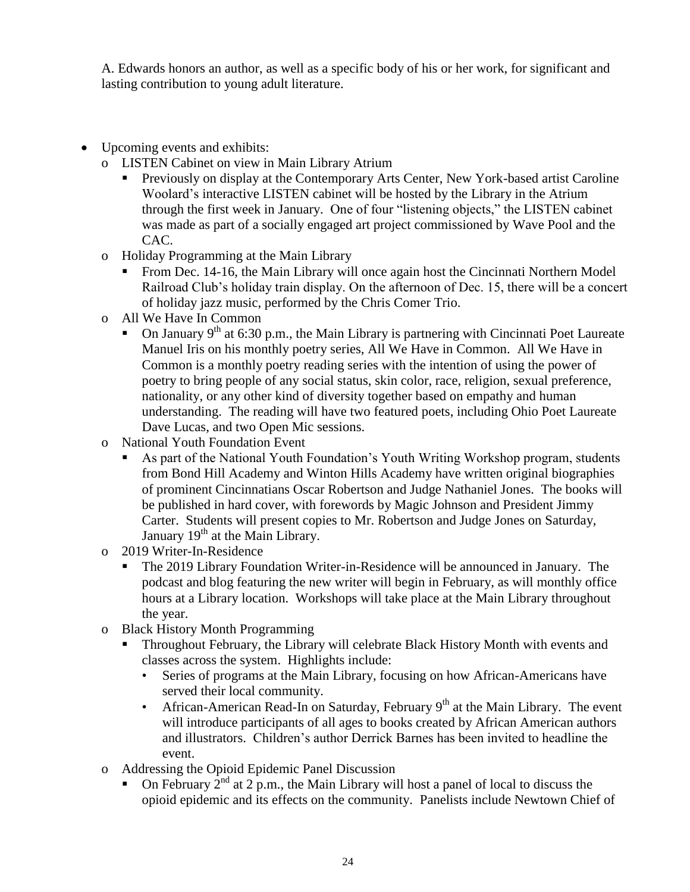A. Edwards honors an author, as well as a specific body of his or her work, for significant and lasting contribution to young adult literature.

- Upcoming events and exhibits:
  - LISTEN Cabinet on view in Main Library Atrium
    - Previously on display at the Contemporary Arts Center, New York-based artist Caroline Woolard's interactive LISTEN cabinet will be hosted by the Library in the Atrium through the first week in January. One of four "listening objects," the LISTEN cabinet was made as part of a socially engaged art project commissioned by Wave Pool and the CAC.
  - Holiday Programming at the Main Library
    - From Dec. 14-16, the Main Library will once again host the Cincinnati Northern Model Railroad Club's holiday train display. On the afternoon of Dec. 15, there will be a concert of holiday jazz music, performed by the Chris Comer Trio.
  - All We Have In Common
    - On January 9th at 6:30 p.m., the Main Library is partnering with Cincinnati Poet Laureate Manuel Iris on his monthly poetry series, All We Have in Common. All We Have in Common is a monthly poetry reading series with the intention of using the power of poetry to bring people of any social status, skin color, race, religion, sexual preference, nationality, or any other kind of diversity together based on empathy and human understanding. The reading will have two featured poets, including Ohio Poet Laureate Dave Lucas, and two Open Mic sessions.
  - National Youth Foundation Event
    - As part of the National Youth Foundation's Youth Writing Workshop program, students from Bond Hill Academy and Winton Hills Academy have written original biographies of prominent Cincinnatians Oscar Robertson and Judge Nathaniel Jones. The books will be published in hard cover, with forewords by Magic Johnson and President Jimmy Carter. Students will present copies to Mr. Robertson and Judge Jones on Saturday, January 19th at the Main Library.
  - 2019 Writer-In-Residence
    - The 2019 Library Foundation Writer-in-Residence will be announced in January. The podcast and blog featuring the new writer will begin in February, as will monthly office hours at a Library location. Workshops will take place at the Main Library throughout the year.
  - Black History Month Programming
    - Throughout February, the Library will celebrate Black History Month with events and classes across the system. Highlights include:
      - Series of programs at the Main Library, focusing on how African-Americans have served their local community.
      - African-American Read-In on Saturday, February 9th at the Main Library. The event will introduce participants of all ages to books created by African American authors and illustrators. Children's author Derrick Barnes has been invited to headline the event.
  - Addressing the Opioid Epidemic Panel Discussion
    - On February 2nd at 2 p.m., the Main Library will host a panel of local to discuss the opioid epidemic and its effects on the community. Panelists include Newtown Chief of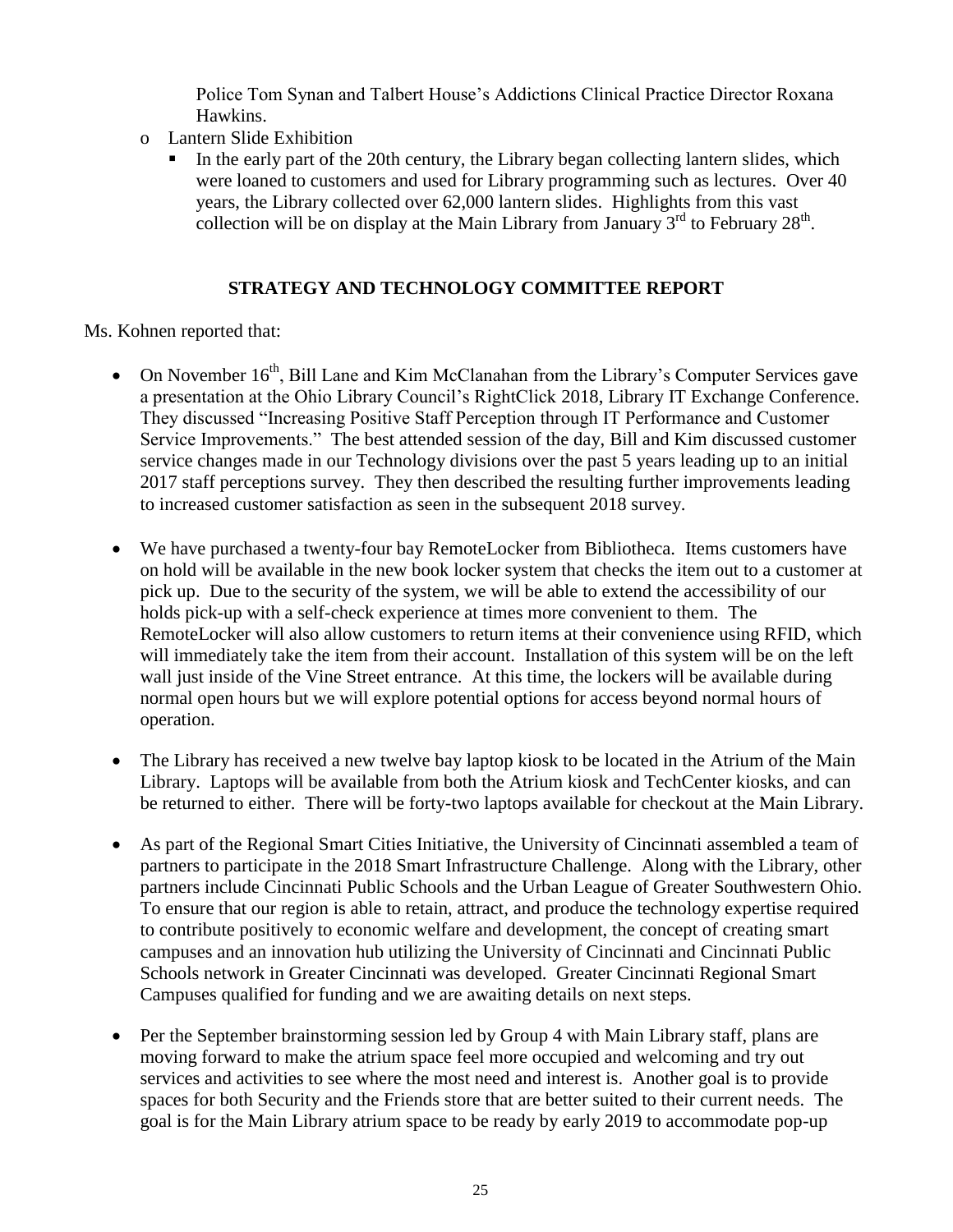Police Tom Synan and Talbert House's Addictions Clinical Practice Director Roxana Hawkins.

- Lantern Slide Exhibition
  - In the early part of the 20th century, the Library began collecting lantern slides, which were loaned to customers and used for Library programming such as lectures. Over 40 years, the Library collected over 62,000 lantern slides. Highlights from this vast collection will be on display at the Main Library from January 3rd to February 28th.

## STRATEGY AND TECHNOLOGY COMMITTEE REPORT

Ms. Kohnen reported that:

- On November 16th, Bill Lane and Kim McClanahan from the Library's Computer Services gave a presentation at the Ohio Library Council's RightClick 2018, Library IT Exchange Conference. They discussed "Increasing Positive Staff Perception through IT Performance and Customer Service Improvements." The best attended session of the day, Bill and Kim discussed customer service changes made in our Technology divisions over the past 5 years leading up to an initial 2017 staff perceptions survey. They then described the resulting further improvements leading to increased customer satisfaction as seen in the subsequent 2018 survey.

- We have purchased a twenty-four bay RemoteLocker from Bibliotheca. Items customers have on hold will be available in the new book locker system that checks the item out to a customer at pick up. Due to the security of the system, we will be able to extend the accessibility of our holds pick-up with a self-check experience at times more convenient to them. The RemoteLocker will also allow customers to return items at their convenience using RFID, which will immediately take the item from their account. Installation of this system will be on the left wall just inside of the Vine Street entrance. At this time, the lockers will be available during normal open hours but we will explore potential options for access beyond normal hours of operation.

- The Library has received a new twelve bay laptop kiosk to be located in the Atrium of the Main Library. Laptops will be available from both the Atrium kiosk and TechCenter kiosks, and can be returned to either. There will be forty-two laptops available for checkout at the Main Library.

- As part of the Regional Smart Cities Initiative, the University of Cincinnati assembled a team of partners to participate in the 2018 Smart Infrastructure Challenge. Along with the Library, other partners include Cincinnati Public Schools and the Urban League of Greater Southwestern Ohio. To ensure that our region is able to retain, attract, and produce the technology expertise required to contribute positively to economic welfare and development, the concept of creating smart campuses and an innovation hub utilizing the University of Cincinnati and Cincinnati Public Schools network in Greater Cincinnati was developed. Greater Cincinnati Regional Smart Campuses qualified for funding and we are awaiting details on next steps.

- Per the September brainstorming session led by Group 4 with Main Library staff, plans are moving forward to make the atrium space feel more occupied and welcoming and try out services and activities to see where the most need and interest is. Another goal is to provide spaces for both Security and the Friends store that are better suited to their current needs. The goal is for the Main Library atrium space to be ready by early 2019 to accommodate pop-up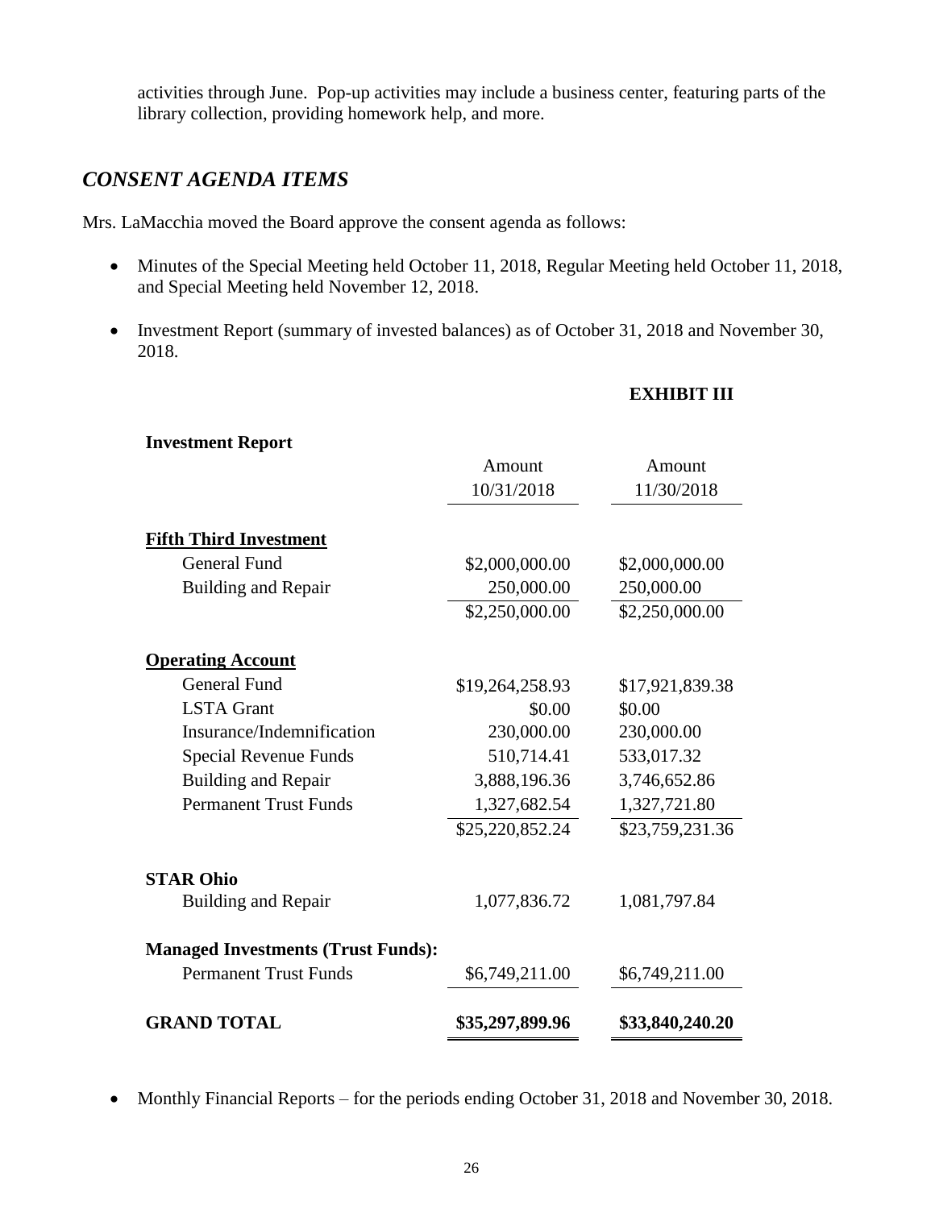activities through June. Pop-up activities may include a business center, featuring parts of the library collection, providing homework help, and more.

## *CONSENT AGENDA ITEMS*

Mrs. LaMacchia moved the Board approve the consent agenda as follows:

- Minutes of the Special Meeting held October 11, 2018, Regular Meeting held October 11, 2018, and Special Meeting held November 12, 2018.
- Investment Report (summary of invested balances) as of October 31, 2018 and November 30, 2018.

**EXHIBIT III**

**Investment Report**

| | Amount 10/31/2018 | Amount 11/30/2018 |
|---|---|---|
| **Fifth Third Investment** | | |
| General Fund | $2,000,000.00 | $2,000,000.00 |
| Building and Repair | 250,000.00 | 250,000.00 |
| | $2,250,000.00 | $2,250,000.00 |
| **Operating Account** | | |
| General Fund | $19,264,258.93 | $17,921,839.38 |
| LSTA Grant | $0.00 | $0.00 |
| Insurance/Indemnification | 230,000.00 | 230,000.00 |
| Special Revenue Funds | 510,714.41 | 533,017.32 |
| Building and Repair | 3,888,196.36 | 3,746,652.86 |
| Permanent Trust Funds | 1,327,682.54 | 1,327,721.80 |
| | $25,220,852.24 | $23,759,231.36 |
| **STAR Ohio** | | |
| Building and Repair | 1,077,836.72 | 1,081,797.84 |
| **Managed Investments (Trust Funds):** | | |
| Permanent Trust Funds | $6,749,211.00 | $6,749,211.00 |
| **GRAND TOTAL** | **$35,297,899.96** | **$33,840,240.20** |

- Monthly Financial Reports – for the periods ending October 31, 2018 and November 30, 2018.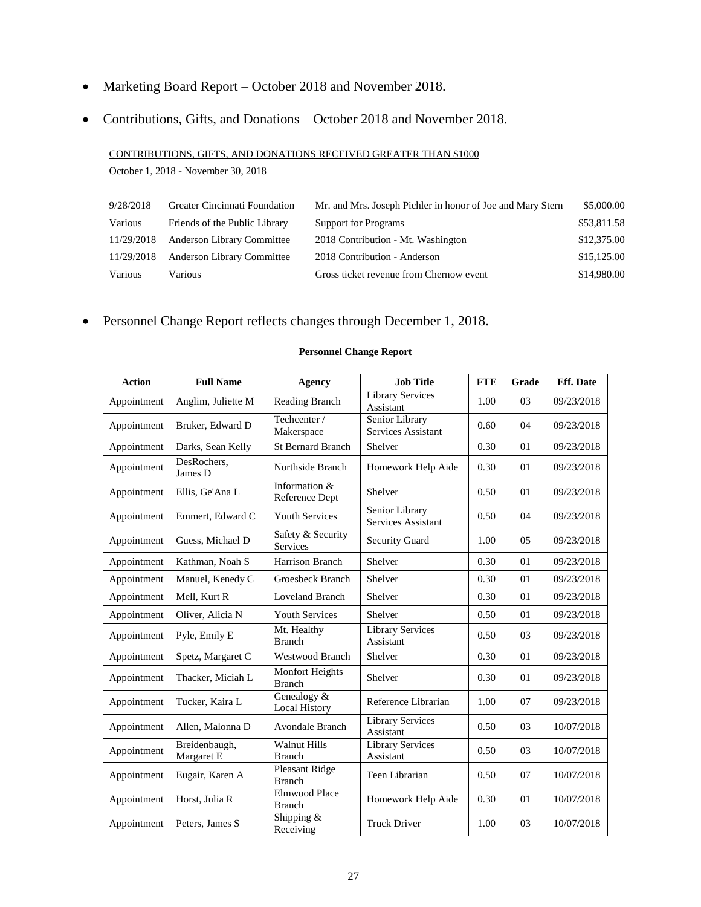- Marketing Board Report – October 2018 and November 2018.
- Contributions, Gifts, and Donations – October 2018 and November 2018.

CONTRIBUTIONS, GIFTS, AND DONATIONS RECEIVED GREATER THAN $1000

October 1, 2018 - November 30, 2018

| | | | |
|---|---|---|---|
| 9/28/2018 | Greater Cincinnati Foundation | Mr. and Mrs. Joseph Pichler in honor of Joe and Mary Stern | $5,000.00 |
| Various | Friends of the Public Library | Support for Programs | $53,811.58 |
| 11/29/2018 | Anderson Library Committee | 2018 Contribution - Mt. Washington | $12,375.00 |
| 11/29/2018 | Anderson Library Committee | 2018 Contribution - Anderson | $15,125.00 |
| Various | Various | Gross ticket revenue from Chernow event | $14,980.00 |

- Personnel Change Report reflects changes through December 1, 2018.

**Personnel Change Report**

| Action | Full Name | Agency | Job Title | FTE | Grade | Eff. Date |
|---|---|---|---|---|---|---|
| Appointment | Anglim, Juliette M | Reading Branch | Library Services Assistant | 1.00 | 03 | 09/23/2018 |
| Appointment | Bruker, Edward D | Techcenter / Makerspace | Senior Library Services Assistant | 0.60 | 04 | 09/23/2018 |
| Appointment | Darks, Sean Kelly | St Bernard Branch | Shelver | 0.30 | 01 | 09/23/2018 |
| Appointment | DesRochers, James D | Northside Branch | Homework Help Aide | 0.30 | 01 | 09/23/2018 |
| Appointment | Ellis, Ge'Ana L | Information & Reference Dept | Shelver | 0.50 | 01 | 09/23/2018 |
| Appointment | Emmert, Edward C | Youth Services | Senior Library Services Assistant | 0.50 | 04 | 09/23/2018 |
| Appointment | Guess, Michael D | Safety & Security Services | Security Guard | 1.00 | 05 | 09/23/2018 |
| Appointment | Kathman, Noah S | Harrison Branch | Shelver | 0.30 | 01 | 09/23/2018 |
| Appointment | Manuel, Kenedy C | Groesbeck Branch | Shelver | 0.30 | 01 | 09/23/2018 |
| Appointment | Mell, Kurt R | Loveland Branch | Shelver | 0.30 | 01 | 09/23/2018 |
| Appointment | Oliver, Alicia N | Youth Services | Shelver | 0.50 | 01 | 09/23/2018 |
| Appointment | Pyle, Emily E | Mt. Healthy Branch | Library Services Assistant | 0.50 | 03 | 09/23/2018 |
| Appointment | Spetz, Margaret C | Westwood Branch | Shelver | 0.30 | 01 | 09/23/2018 |
| Appointment | Thacker, Miciah L | Monfort Heights Branch | Shelver | 0.30 | 01 | 09/23/2018 |
| Appointment | Tucker, Kaira L | Genealogy & Local History | Reference Librarian | 1.00 | 07 | 09/23/2018 |
| Appointment | Allen, Malonna D | Avondale Branch | Library Services Assistant | 0.50 | 03 | 10/07/2018 |
| Appointment | Breidenbaugh, Margaret E | Walnut Hills Branch | Library Services Assistant | 0.50 | 03 | 10/07/2018 |
| Appointment | Eugair, Karen A | Pleasant Ridge Branch | Teen Librarian | 0.50 | 07 | 10/07/2018 |
| Appointment | Horst, Julia R | Elmwood Place Branch | Homework Help Aide | 0.30 | 01 | 10/07/2018 |
| Appointment | Peters, James S | Shipping & Receiving | Truck Driver | 1.00 | 03 | 10/07/2018 |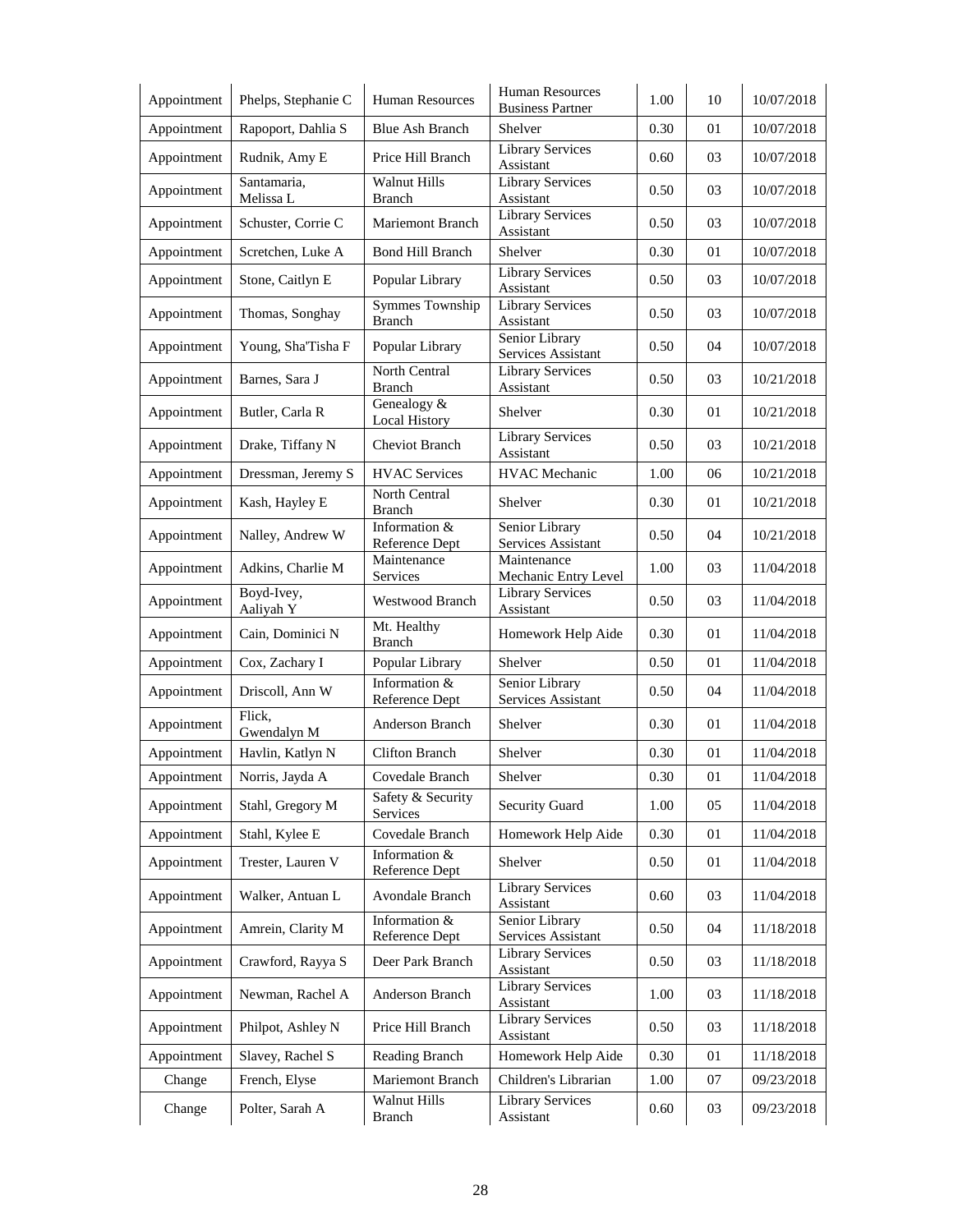| Appointment | Phelps, Stephanie C | Human Resources | Human Resources Business Partner | 1.00 | 10 | 10/07/2018 |
|---|---|---|---|---|---|---|
| Appointment | Rapoport, Dahlia S | Blue Ash Branch | Shelver | 0.30 | 01 | 10/07/2018 |
| Appointment | Rudnik, Amy E | Price Hill Branch | Library Services Assistant | 0.60 | 03 | 10/07/2018 |
| Appointment | Santamaria, Melissa L | Walnut Hills Branch | Library Services Assistant | 0.50 | 03 | 10/07/2018 |
| Appointment | Schuster, Corrie C | Mariemont Branch | Library Services Assistant | 0.50 | 03 | 10/07/2018 |
| Appointment | Scretchen, Luke A | Bond Hill Branch | Shelver | 0.30 | 01 | 10/07/2018 |
| Appointment | Stone, Caitlyn E | Popular Library | Library Services Assistant | 0.50 | 03 | 10/07/2018 |
| Appointment | Thomas, Songhay | Symmes Township Branch | Library Services Assistant | 0.50 | 03 | 10/07/2018 |
| Appointment | Young, Sha'Tisha F | Popular Library | Senior Library Services Assistant | 0.50 | 04 | 10/07/2018 |
| Appointment | Barnes, Sara J | North Central Branch | Library Services Assistant | 0.50 | 03 | 10/21/2018 |
| Appointment | Butler, Carla R | Genealogy & Local History | Shelver | 0.30 | 01 | 10/21/2018 |
| Appointment | Drake, Tiffany N | Cheviot Branch | Library Services Assistant | 0.50 | 03 | 10/21/2018 |
| Appointment | Dressman, Jeremy S | HVAC Services | HVAC Mechanic | 1.00 | 06 | 10/21/2018 |
| Appointment | Kash, Hayley E | North Central Branch | Shelver | 0.30 | 01 | 10/21/2018 |
| Appointment | Nalley, Andrew W | Information & Reference Dept | Senior Library Services Assistant | 0.50 | 04 | 10/21/2018 |
| Appointment | Adkins, Charlie M | Maintenance Services | Maintenance Mechanic Entry Level | 1.00 | 03 | 11/04/2018 |
| Appointment | Boyd-Ivey, Aaliyah Y | Westwood Branch | Library Services Assistant | 0.50 | 03 | 11/04/2018 |
| Appointment | Cain, Dominici N | Mt. Healthy Branch | Homework Help Aide | 0.30 | 01 | 11/04/2018 |
| Appointment | Cox, Zachary I | Popular Library | Shelver | 0.50 | 01 | 11/04/2018 |
| Appointment | Driscoll, Ann W | Information & Reference Dept | Senior Library Services Assistant | 0.50 | 04 | 11/04/2018 |
| Appointment | Flick, Gwendalyn M | Anderson Branch | Shelver | 0.30 | 01 | 11/04/2018 |
| Appointment | Havlin, Katlyn N | Clifton Branch | Shelver | 0.30 | 01 | 11/04/2018 |
| Appointment | Norris, Jayda A | Covedale Branch | Shelver | 0.30 | 01 | 11/04/2018 |
| Appointment | Stahl, Gregory M | Safety & Security Services | Security Guard | 1.00 | 05 | 11/04/2018 |
| Appointment | Stahl, Kylee E | Covedale Branch | Homework Help Aide | 0.30 | 01 | 11/04/2018 |
| Appointment | Trester, Lauren V | Information & Reference Dept | Shelver | 0.50 | 01 | 11/04/2018 |
| Appointment | Walker, Antuan L | Avondale Branch | Library Services Assistant | 0.60 | 03 | 11/04/2018 |
| Appointment | Amrein, Clarity M | Information & Reference Dept | Senior Library Services Assistant | 0.50 | 04 | 11/18/2018 |
| Appointment | Crawford, Rayya S | Deer Park Branch | Library Services Assistant | 0.50 | 03 | 11/18/2018 |
| Appointment | Newman, Rachel A | Anderson Branch | Library Services Assistant | 1.00 | 03 | 11/18/2018 |
| Appointment | Philpot, Ashley N | Price Hill Branch | Library Services Assistant | 0.50 | 03 | 11/18/2018 |
| Appointment | Slavey, Rachel S | Reading Branch | Homework Help Aide | 0.30 | 01 | 11/18/2018 |
| Change | French, Elyse | Mariemont Branch | Children's Librarian | 1.00 | 07 | 09/23/2018 |
| Change | Polter, Sarah A | Walnut Hills Branch | Library Services Assistant | 0.60 | 03 | 09/23/2018 |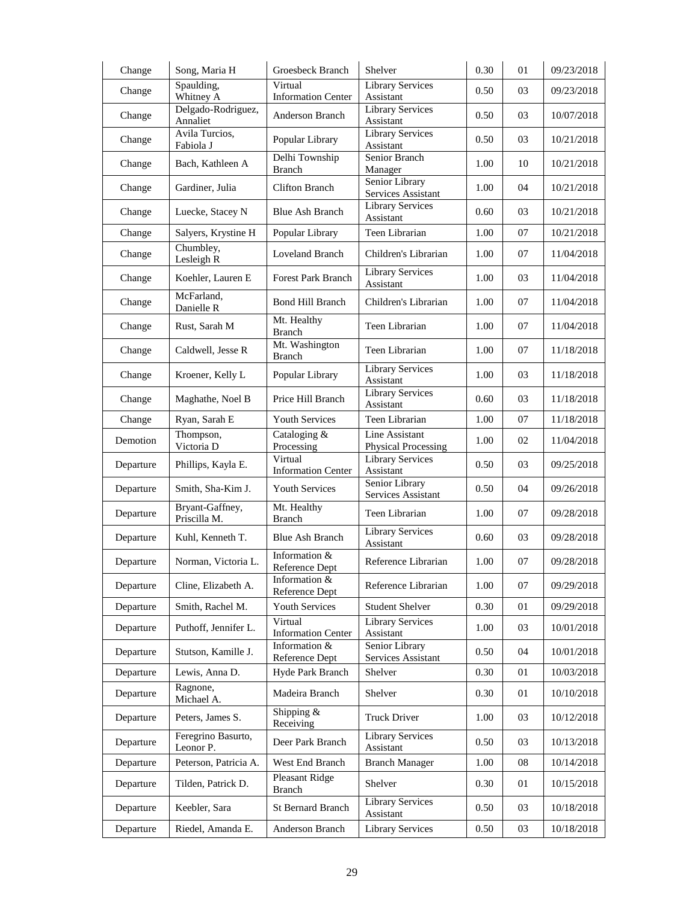| Change | Song, Maria H | Groesbeck Branch | Shelver | 0.30 | 01 | 09/23/2018 |
|---|---|---|---|---|---|---|
| Change | Spaulding, Whitney A | Virtual Information Center | Library Services Assistant | 0.50 | 03 | 09/23/2018 |
| Change | Delgado-Rodriguez, Annaliet | Anderson Branch | Library Services Assistant | 0.50 | 03 | 10/07/2018 |
| Change | Avila Turcios, Fabiola J | Popular Library | Library Services Assistant | 0.50 | 03 | 10/21/2018 |
| Change | Bach, Kathleen A | Delhi Township Branch | Senior Branch Manager | 1.00 | 10 | 10/21/2018 |
| Change | Gardiner, Julia | Clifton Branch | Senior Library Services Assistant | 1.00 | 04 | 10/21/2018 |
| Change | Luecke, Stacey N | Blue Ash Branch | Library Services Assistant | 0.60 | 03 | 10/21/2018 |
| Change | Salyers, Krystine H | Popular Library | Teen Librarian | 1.00 | 07 | 10/21/2018 |
| Change | Chumbley, Lesleigh R | Loveland Branch | Children's Librarian | 1.00 | 07 | 11/04/2018 |
| Change | Koehler, Lauren E | Forest Park Branch | Library Services Assistant | 1.00 | 03 | 11/04/2018 |
| Change | McFarland, Danielle R | Bond Hill Branch | Children's Librarian | 1.00 | 07 | 11/04/2018 |
| Change | Rust, Sarah M | Mt. Healthy Branch | Teen Librarian | 1.00 | 07 | 11/04/2018 |
| Change | Caldwell, Jesse R | Mt. Washington Branch | Teen Librarian | 1.00 | 07 | 11/18/2018 |
| Change | Kroener, Kelly L | Popular Library | Library Services Assistant | 1.00 | 03 | 11/18/2018 |
| Change | Maghathe, Noel B | Price Hill Branch | Library Services Assistant | 0.60 | 03 | 11/18/2018 |
| Change | Ryan, Sarah E | Youth Services | Teen Librarian | 1.00 | 07 | 11/18/2018 |
| Demotion | Thompson, Victoria D | Cataloging & Processing | Line Assistant Physical Processing | 1.00 | 02 | 11/04/2018 |
| Departure | Phillips, Kayla E. | Virtual Information Center | Library Services Assistant | 0.50 | 03 | 09/25/2018 |
| Departure | Smith, Sha-Kim J. | Youth Services | Senior Library Services Assistant | 0.50 | 04 | 09/26/2018 |
| Departure | Bryant-Gaffney, Priscilla M. | Mt. Healthy Branch | Teen Librarian | 1.00 | 07 | 09/28/2018 |
| Departure | Kuhl, Kenneth T. | Blue Ash Branch | Library Services Assistant | 0.60 | 03 | 09/28/2018 |
| Departure | Norman, Victoria L. | Information & Reference Dept | Reference Librarian | 1.00 | 07 | 09/28/2018 |
| Departure | Cline, Elizabeth A. | Information & Reference Dept | Reference Librarian | 1.00 | 07 | 09/29/2018 |
| Departure | Smith, Rachel M. | Youth Services | Student Shelver | 0.30 | 01 | 09/29/2018 |
| Departure | Puthoff, Jennifer L. | Virtual Information Center | Library Services Assistant | 1.00 | 03 | 10/01/2018 |
| Departure | Stutson, Kamille J. | Information & Reference Dept | Senior Library Services Assistant | 0.50 | 04 | 10/01/2018 |
| Departure | Lewis, Anna D. | Hyde Park Branch | Shelver | 0.30 | 01 | 10/03/2018 |
| Departure | Ragnone, Michael A. | Madeira Branch | Shelver | 0.30 | 01 | 10/10/2018 |
| Departure | Peters, James S. | Shipping & Receiving | Truck Driver | 1.00 | 03 | 10/12/2018 |
| Departure | Feregrino Basurto, Leonor P. | Deer Park Branch | Library Services Assistant | 0.50 | 03 | 10/13/2018 |
| Departure | Peterson, Patricia A. | West End Branch | Branch Manager | 1.00 | 08 | 10/14/2018 |
| Departure | Tilden, Patrick D. | Pleasant Ridge Branch | Shelver | 0.30 | 01 | 10/15/2018 |
| Departure | Keebler, Sara | St Bernard Branch | Library Services Assistant | 0.50 | 03 | 10/18/2018 |
| Departure | Riedel, Amanda E. | Anderson Branch | Library Services | 0.50 | 03 | 10/18/2018 |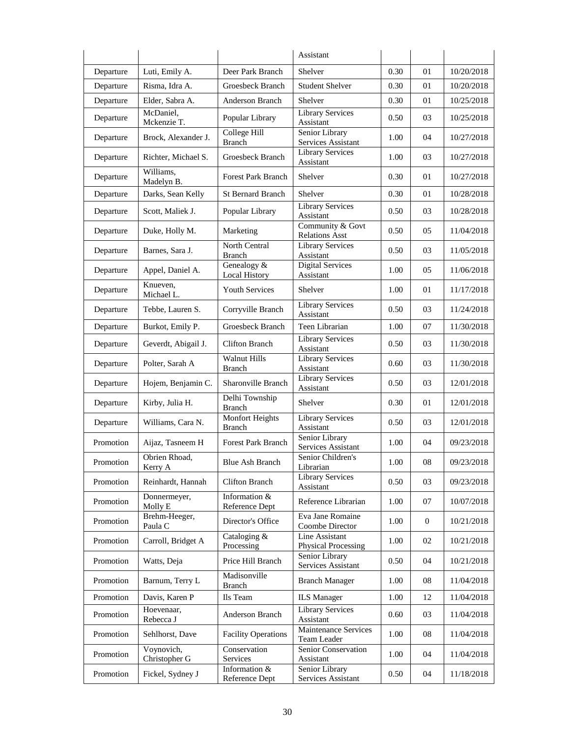| | | | Assistant | | | |
|---|---|---|---|---|---|---|
| Departure | Luti, Emily A. | Deer Park Branch | Shelver | 0.30 | 01 | 10/20/2018 |
| Departure | Risma, Idra A. | Groesbeck Branch | Student Shelver | 0.30 | 01 | 10/20/2018 |
| Departure | Elder, Sabra A. | Anderson Branch | Shelver | 0.30 | 01 | 10/25/2018 |
| Departure | McDaniel, Mckenzie T. | Popular Library | Library Services Assistant | 0.50 | 03 | 10/25/2018 |
| Departure | Brock, Alexander J. | College Hill Branch | Senior Library Services Assistant | 1.00 | 04 | 10/27/2018 |
| Departure | Richter, Michael S. | Groesbeck Branch | Library Services Assistant | 1.00 | 03 | 10/27/2018 |
| Departure | Williams, Madelyn B. | Forest Park Branch | Shelver | 0.30 | 01 | 10/27/2018 |
| Departure | Darks, Sean Kelly | St Bernard Branch | Shelver | 0.30 | 01 | 10/28/2018 |
| Departure | Scott, Maliek J. | Popular Library | Library Services Assistant | 0.50 | 03 | 10/28/2018 |
| Departure | Duke, Holly M. | Marketing | Community & Govt Relations Asst | 0.50 | 05 | 11/04/2018 |
| Departure | Barnes, Sara J. | North Central Branch | Library Services Assistant | 0.50 | 03 | 11/05/2018 |
| Departure | Appel, Daniel A. | Genealogy & Local History | Digital Services Assistant | 1.00 | 05 | 11/06/2018 |
| Departure | Knueven, Michael L. | Youth Services | Shelver | 1.00 | 01 | 11/17/2018 |
| Departure | Tebbe, Lauren S. | Corryville Branch | Library Services Assistant | 0.50 | 03 | 11/24/2018 |
| Departure | Burkot, Emily P. | Groesbeck Branch | Teen Librarian | 1.00 | 07 | 11/30/2018 |
| Departure | Geverdt, Abigail J. | Clifton Branch | Library Services Assistant | 0.50 | 03 | 11/30/2018 |
| Departure | Polter, Sarah A | Walnut Hills Branch | Library Services Assistant | 0.60 | 03 | 11/30/2018 |
| Departure | Hojem, Benjamin C. | Sharonville Branch | Library Services Assistant | 0.50 | 03 | 12/01/2018 |
| Departure | Kirby, Julia H. | Delhi Township Branch | Shelver | 0.30 | 01 | 12/01/2018 |
| Departure | Williams, Cara N. | Monfort Heights Branch | Library Services Assistant | 0.50 | 03 | 12/01/2018 |
| Promotion | Aijaz, Tasneem H | Forest Park Branch | Senior Library Services Assistant | 1.00 | 04 | 09/23/2018 |
| Promotion | Obrien Rhoad, Kerry A | Blue Ash Branch | Senior Children's Librarian | 1.00 | 08 | 09/23/2018 |
| Promotion | Reinhardt, Hannah | Clifton Branch | Library Services Assistant | 0.50 | 03 | 09/23/2018 |
| Promotion | Donnermeyer, Molly E | Information & Reference Dept | Reference Librarian | 1.00 | 07 | 10/07/2018 |
| Promotion | Brehm-Heeger, Paula C | Director's Office | Eva Jane Romaine Coombe Director | 1.00 | 0 | 10/21/2018 |
| Promotion | Carroll, Bridget A | Cataloging & Processing | Line Assistant Physical Processing | 1.00 | 02 | 10/21/2018 |
| Promotion | Watts, Deja | Price Hill Branch | Senior Library Services Assistant | 0.50 | 04 | 10/21/2018 |
| Promotion | Barnum, Terry L | Madisonville Branch | Branch Manager | 1.00 | 08 | 11/04/2018 |
| Promotion | Davis, Karen P | Ils Team | ILS Manager | 1.00 | 12 | 11/04/2018 |
| Promotion | Hoevenaar, Rebecca J | Anderson Branch | Library Services Assistant | 0.60 | 03 | 11/04/2018 |
| Promotion | Sehlhorst, Dave | Facility Operations | Maintenance Services Team Leader | 1.00 | 08 | 11/04/2018 |
| Promotion | Voynovich, Christopher G | Conservation Services | Senior Conservation Assistant | 1.00 | 04 | 11/04/2018 |
| Promotion | Fickel, Sydney J | Information & Reference Dept | Senior Library Services Assistant | 0.50 | 04 | 11/18/2018 |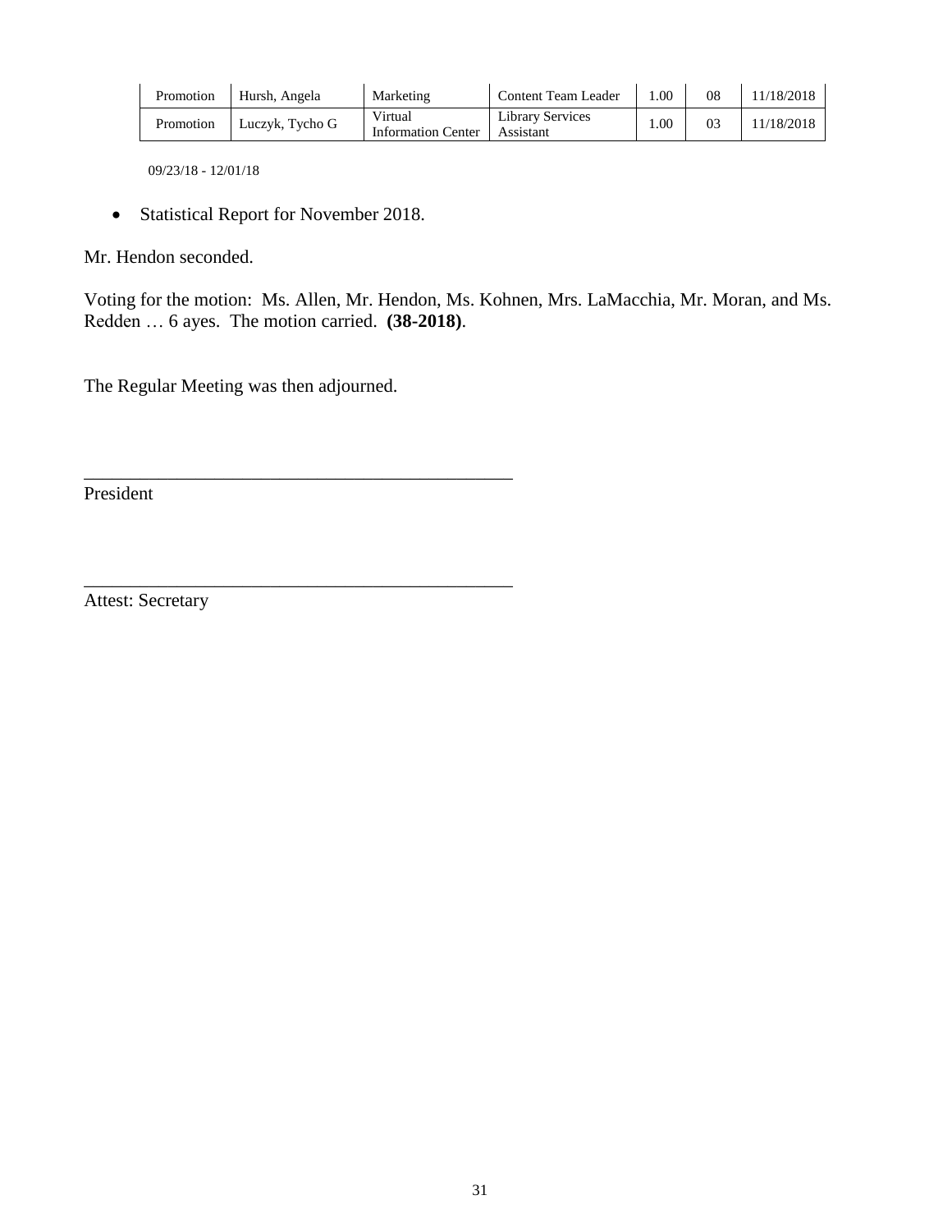| | | | | | | |
|---|---|---|---|---|---|---|
| Promotion | Hursh, Angela | Marketing | Content Team Leader | 1.00 | 08 | 11/18/2018 |
| Promotion | Luczyk, Tycho G | Virtual Information Center | Library Services Assistant | 1.00 | 03 | 11/18/2018 |

09/23/18 - 12/01/18

- Statistical Report for November 2018.

Mr. Hendon seconded.

Voting for the motion: Ms. Allen, Mr. Hendon, Ms. Kohnen, Mrs. LaMacchia, Mr. Moran, and Ms. Redden … 6 ayes. The motion carried. **(38-2018)**.

The Regular Meeting was then adjourned.

_______________________________________________
President

_______________________________________________
Attest: Secretary